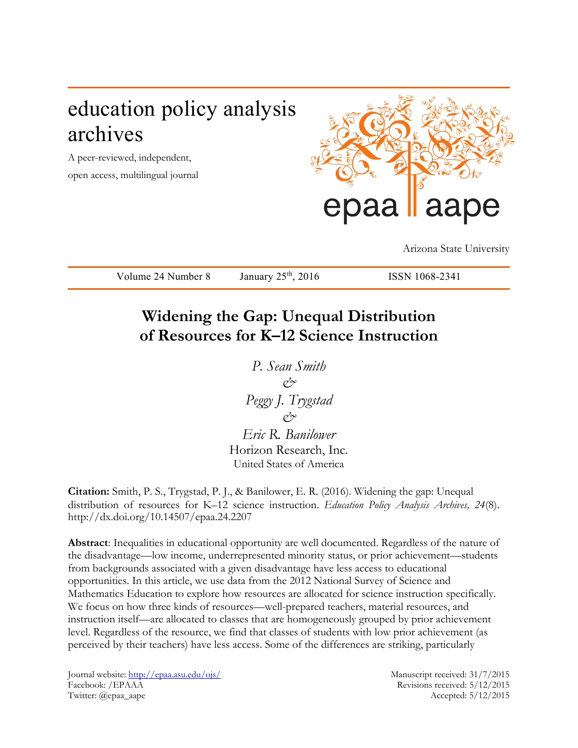# education policy analysis archives

A peer-reviewed, independent, open access, multilingual journal

epaa aape

Arizona State University

Volume 24 Number 8 January 25th, 2016 ISSN 1068-2341

## Widening the Gap: Unequal Distribution of Resources for K–12 Science Instruction

*P. Sean Smith*
&
*Peggy J. Trygstad*
&
*Eric R. Banilower*
Horizon Research, Inc.
United States of America

**Citation:** Smith, P. S., Trygstad, P. J., & Banilower, E. R. (2016). Widening the gap: Unequal distribution of resources for K–12 science instruction. *Education Policy Analysis Archives, 24*(8). http://dx.doi.org/10.14507/epaa.24.2207

**Abstract**: Inequalities in educational opportunity are well documented. Regardless of the nature of the disadvantage—low income, underrepresented minority status, or prior achievement—students from backgrounds associated with a given disadvantage have less access to educational opportunities. In this article, we use data from the 2012 National Survey of Science and Mathematics Education to explore how resources are allocated for science instruction specifically. We focus on how three kinds of resources—well-prepared teachers, material resources, and instruction itself—are allocated to classes that are homogeneously grouped by prior achievement level. Regardless of the resource, we find that classes of students with low prior achievement (as perceived by their teachers) have less access. Some of the differences are striking, particularly

Journal website: http://epaa.asu.edu/ojs/
Facebook: /EPAAA
Twitter: @epaa_aape

Manuscript received: 31/7/2015
Revisions received: 5/12/2015
Accepted: 5/12/2015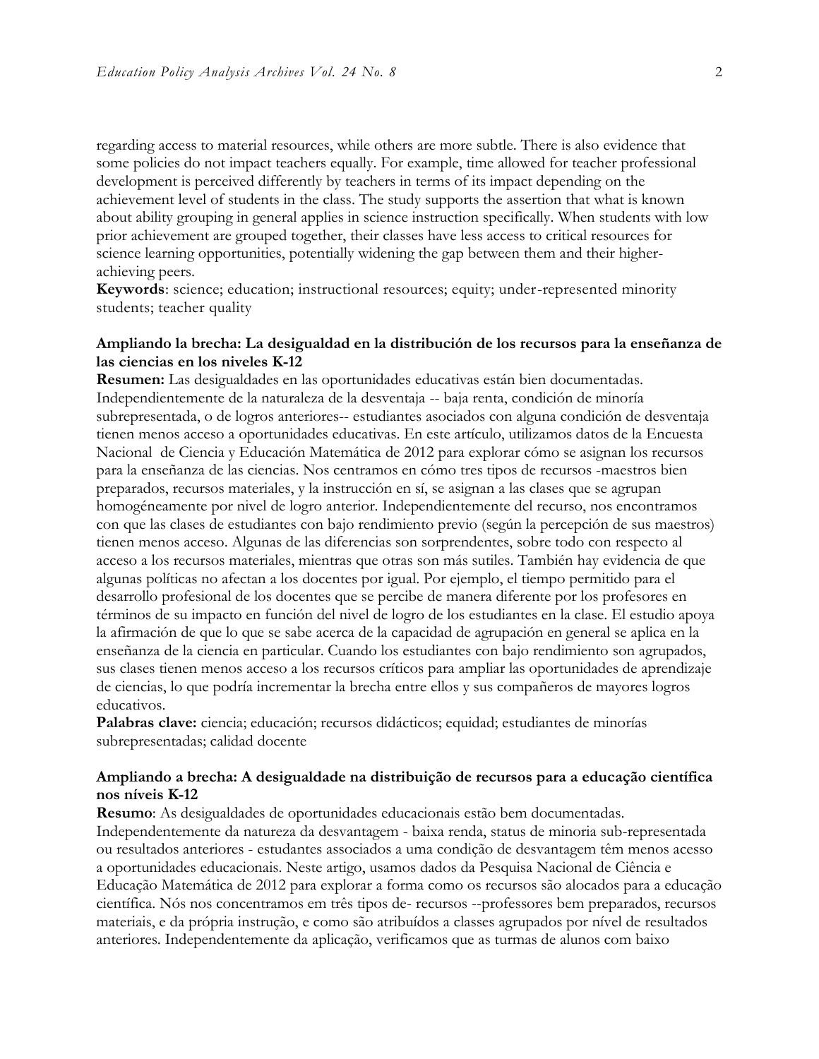regarding access to material resources, while others are more subtle. There is also evidence that some policies do not impact teachers equally. For example, time allowed for teacher professional development is perceived differently by teachers in terms of its impact depending on the achievement level of students in the class. The study supports the assertion that what is known about ability grouping in general applies in science instruction specifically. When students with low prior achievement are grouped together, their classes have less access to critical resources for science learning opportunities, potentially widening the gap between them and their higher-achieving peers.

**Keywords**: science; education; instructional resources; equity; under-represented minority students; teacher quality

**Ampliando la brecha: La desigualdad en la distribución de los recursos para la enseñanza de las ciencias en los niveles K-12**

**Resumen:** Las desigualdades en las oportunidades educativas están bien documentadas. Independientemente de la naturaleza de la desventaja -- baja renta, condición de minoría subrepresentada, o de logros anteriores-- estudiantes asociados con alguna condición de desventaja tienen menos acceso a oportunidades educativas. En este artículo, utilizamos datos de la Encuesta Nacional de Ciencia y Educación Matemática de 2012 para explorar cómo se asignan los recursos para la enseñanza de las ciencias. Nos centramos en cómo tres tipos de recursos -maestros bien preparados, recursos materiales, y la instrucción en sí, se asignan a las clases que se agrupan homogéneamente por nivel de logro anterior. Independientemente del recurso, nos encontramos con que las clases de estudiantes con bajo rendimiento previo (según la percepción de sus maestros) tienen menos acceso. Algunas de las diferencias son sorprendentes, sobre todo con respecto al acceso a los recursos materiales, mientras que otras son más sutiles. También hay evidencia de que algunas políticas no afectan a los docentes por igual. Por ejemplo, el tiempo permitido para el desarrollo profesional de los docentes que se percibe de manera diferente por los profesores en términos de su impacto en función del nivel de logro de los estudiantes en la clase. El estudio apoya la afirmación de que lo que se sabe acerca de la capacidad de agrupación en general se aplica en la enseñanza de la ciencia en particular. Cuando los estudiantes con bajo rendimiento son agrupados, sus clases tienen menos acceso a los recursos críticos para ampliar las oportunidades de aprendizaje de ciencias, lo que podría incrementar la brecha entre ellos y sus compañeros de mayores logros educativos.

**Palabras clave:** ciencia; educación; recursos didácticos; equidad; estudiantes de minorías subrepresentadas; calidad docente

**Ampliando a brecha: A desigualdade na distribuição de recursos para a educação científica nos níveis K-12**

**Resumo**: As desigualdades de oportunidades educacionais estão bem documentadas. Independentemente da natureza da desvantagem - baixa renda, status de minoria sub-representada ou resultados anteriores - estudantes associados a uma condição de desvantagem têm menos acesso a oportunidades educacionais. Neste artigo, usamos dados da Pesquisa Nacional de Ciência e Educação Matemática de 2012 para explorar a forma como os recursos são alocados para a educação científica. Nós nos concentramos em três tipos de- recursos --professores bem preparados, recursos materiais, e da própria instrução, e como são atribuídos a classes agrupados por nível de resultados anteriores. Independentemente da aplicação, verificamos que as turmas de alunos com baixo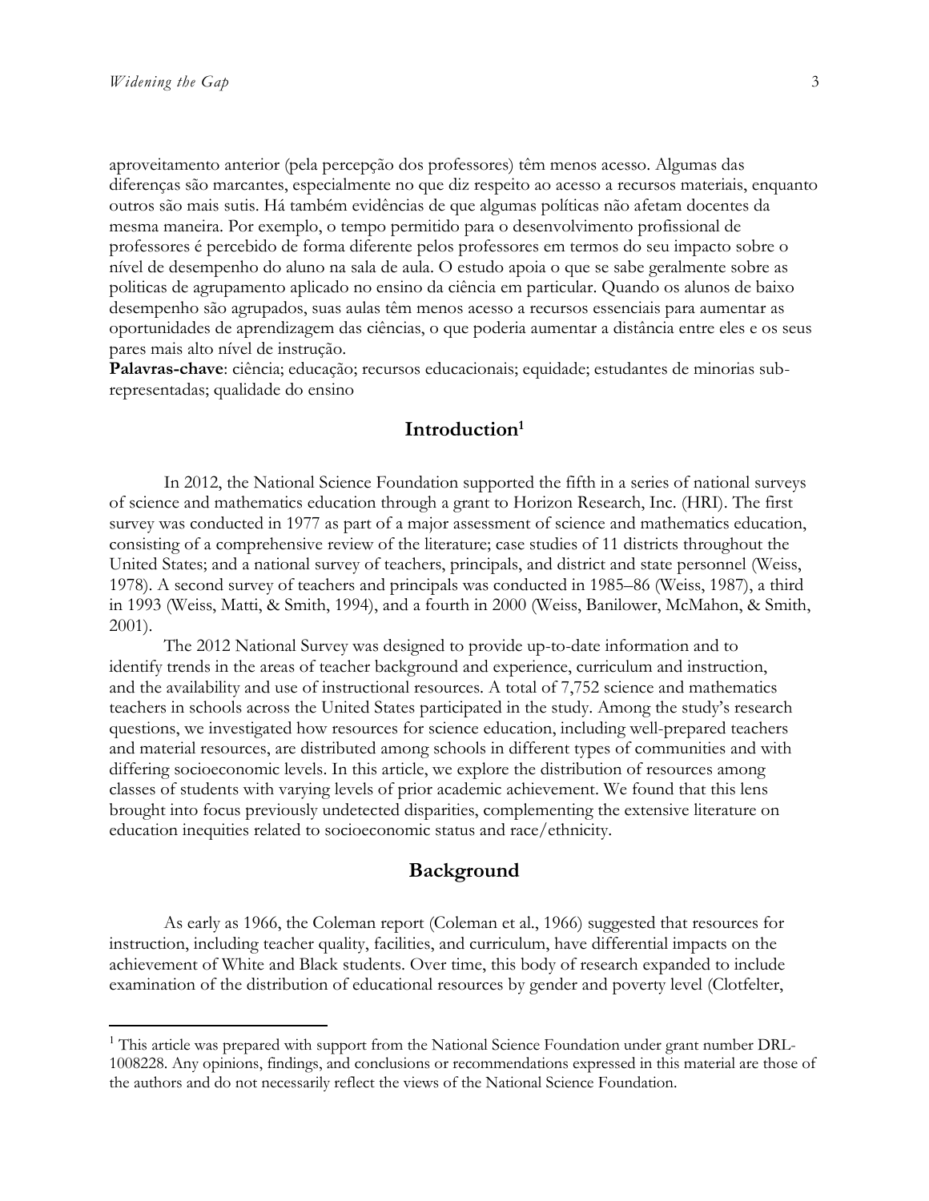aproveitamento anterior (pela percepção dos professores) têm menos acesso. Algumas das diferenças são marcantes, especialmente no que diz respeito ao acesso a recursos materiais, enquanto outros são mais sutis. Há também evidências de que algumas políticas não afetam docentes da mesma maneira. Por exemplo, o tempo permitido para o desenvolvimento profissional de professores é percebido de forma diferente pelos professores em termos do seu impacto sobre o nível de desempenho do aluno na sala de aula. O estudo apoia o que se sabe geralmente sobre as politicas de agrupamento aplicado no ensino da ciência em particular. Quando os alunos de baixo desempenho são agrupados, suas aulas têm menos acesso a recursos essenciais para aumentar as oportunidades de aprendizagem das ciências, o que poderia aumentar a distância entre eles e os seus pares mais alto nível de instrução.

**Palavras-chave**: ciência; educação; recursos educacionais; equidade; estudantes de minorias sub-representadas; qualidade do ensino

## Introduction[1]

In 2012, the National Science Foundation supported the fifth in a series of national surveys of science and mathematics education through a grant to Horizon Research, Inc. (HRI). The first survey was conducted in 1977 as part of a major assessment of science and mathematics education, consisting of a comprehensive review of the literature; case studies of 11 districts throughout the United States; and a national survey of teachers, principals, and district and state personnel (Weiss, 1978). A second survey of teachers and principals was conducted in 1985–86 (Weiss, 1987), a third in 1993 (Weiss, Matti, & Smith, 1994), and a fourth in 2000 (Weiss, Banilower, McMahon, & Smith, 2001).

The 2012 National Survey was designed to provide up-to-date information and to identify trends in the areas of teacher background and experience, curriculum and instruction, and the availability and use of instructional resources. A total of 7,752 science and mathematics teachers in schools across the United States participated in the study. Among the study's research questions, we investigated how resources for science education, including well-prepared teachers and material resources, are distributed among schools in different types of communities and with differing socioeconomic levels. In this article, we explore the distribution of resources among classes of students with varying levels of prior academic achievement. We found that this lens brought into focus previously undetected disparities, complementing the extensive literature on education inequities related to socioeconomic status and race/ethnicity.

## Background

As early as 1966, the Coleman report (Coleman et al., 1966) suggested that resources for instruction, including teacher quality, facilities, and curriculum, have differential impacts on the achievement of White and Black students. Over time, this body of research expanded to include examination of the distribution of educational resources by gender and poverty level (Clotfelter,

[1] This article was prepared with support from the National Science Foundation under grant number DRL-1008228. Any opinions, findings, and conclusions or recommendations expressed in this material are those of the authors and do not necessarily reflect the views of the National Science Foundation.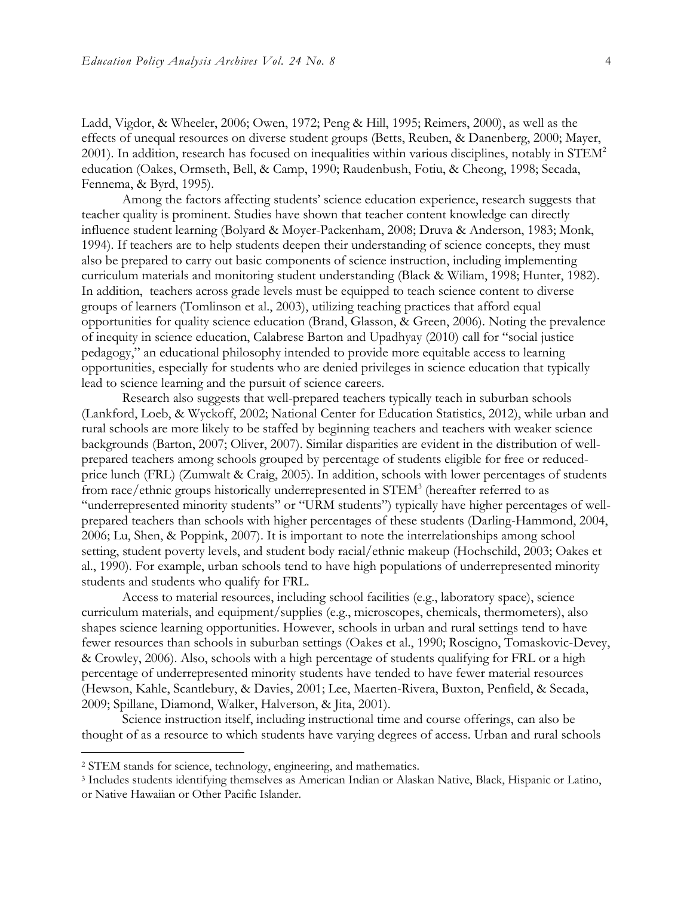Ladd, Vigdor, & Wheeler, 2006; Owen, 1972; Peng & Hill, 1995; Reimers, 2000), as well as the effects of unequal resources on diverse student groups (Betts, Reuben, & Danenberg, 2000; Mayer, 2001). In addition, research has focused on inequalities within various disciplines, notably in STEM[2] education (Oakes, Ormseth, Bell, & Camp, 1990; Raudenbush, Fotiu, & Cheong, 1998; Secada, Fennema, & Byrd, 1995).

Among the factors affecting students' science education experience, research suggests that teacher quality is prominent. Studies have shown that teacher content knowledge can directly influence student learning (Bolyard & Moyer-Packenham, 2008; Druva & Anderson, 1983; Monk, 1994). If teachers are to help students deepen their understanding of science concepts, they must also be prepared to carry out basic components of science instruction, including implementing curriculum materials and monitoring student understanding (Black & Wiliam, 1998; Hunter, 1982). In addition, teachers across grade levels must be equipped to teach science content to diverse groups of learners (Tomlinson et al., 2003), utilizing teaching practices that afford equal opportunities for quality science education (Brand, Glasson, & Green, 2006). Noting the prevalence of inequity in science education, Calabrese Barton and Upadhyay (2010) call for "social justice pedagogy," an educational philosophy intended to provide more equitable access to learning opportunities, especially for students who are denied privileges in science education that typically lead to science learning and the pursuit of science careers.

Research also suggests that well-prepared teachers typically teach in suburban schools (Lankford, Loeb, & Wyckoff, 2002; National Center for Education Statistics, 2012), while urban and rural schools are more likely to be staffed by beginning teachers and teachers with weaker science backgrounds (Barton, 2007; Oliver, 2007). Similar disparities are evident in the distribution of well-prepared teachers among schools grouped by percentage of students eligible for free or reduced-price lunch (FRL) (Zumwalt & Craig, 2005). In addition, schools with lower percentages of students from race/ethnic groups historically underrepresented in STEM[3] (hereafter referred to as "underrepresented minority students" or "URM students") typically have higher percentages of well-prepared teachers than schools with higher percentages of these students (Darling-Hammond, 2004, 2006; Lu, Shen, & Poppink, 2007). It is important to note the interrelationships among school setting, student poverty levels, and student body racial/ethnic makeup (Hochschild, 2003; Oakes et al., 1990). For example, urban schools tend to have high populations of underrepresented minority students and students who qualify for FRL.

Access to material resources, including school facilities (e.g., laboratory space), science curriculum materials, and equipment/supplies (e.g., microscopes, chemicals, thermometers), also shapes science learning opportunities. However, schools in urban and rural settings tend to have fewer resources than schools in suburban settings (Oakes et al., 1990; Roscigno, Tomaskovic-Devey, & Crowley, 2006). Also, schools with a high percentage of students qualifying for FRL or a high percentage of underrepresented minority students have tended to have fewer material resources (Hewson, Kahle, Scantlebury, & Davies, 2001; Lee, Maerten-Rivera, Buxton, Penfield, & Secada, 2009; Spillane, Diamond, Walker, Halverson, & Jita, 2001).

Science instruction itself, including instructional time and course offerings, can also be thought of as a resource to which students have varying degrees of access. Urban and rural schools

[2] STEM stands for science, technology, engineering, and mathematics.

[3] Includes students identifying themselves as American Indian or Alaskan Native, Black, Hispanic or Latino, or Native Hawaiian or Other Pacific Islander.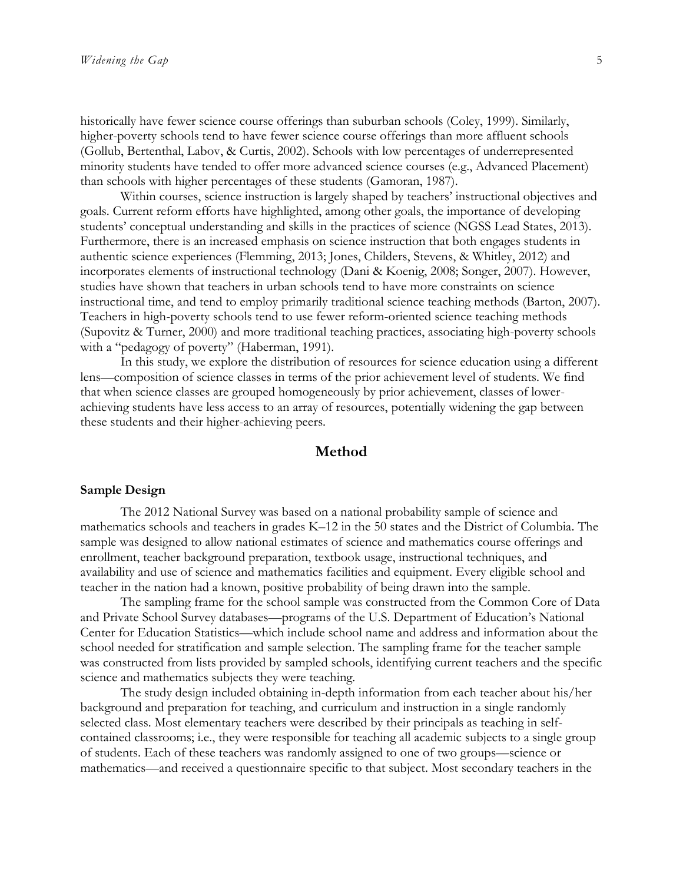historically have fewer science course offerings than suburban schools (Coley, 1999). Similarly, higher-poverty schools tend to have fewer science course offerings than more affluent schools (Gollub, Bertenthal, Labov, & Curtis, 2002). Schools with low percentages of underrepresented minority students have tended to offer more advanced science courses (e.g., Advanced Placement) than schools with higher percentages of these students (Gamoran, 1987).

Within courses, science instruction is largely shaped by teachers' instructional objectives and goals. Current reform efforts have highlighted, among other goals, the importance of developing students' conceptual understanding and skills in the practices of science (NGSS Lead States, 2013). Furthermore, there is an increased emphasis on science instruction that both engages students in authentic science experiences (Flemming, 2013; Jones, Childers, Stevens, & Whitley, 2012) and incorporates elements of instructional technology (Dani & Koenig, 2008; Songer, 2007). However, studies have shown that teachers in urban schools tend to have more constraints on science instructional time, and tend to employ primarily traditional science teaching methods (Barton, 2007). Teachers in high-poverty schools tend to use fewer reform-oriented science teaching methods (Supovitz & Turner, 2000) and more traditional teaching practices, associating high-poverty schools with a "pedagogy of poverty" (Haberman, 1991).

In this study, we explore the distribution of resources for science education using a different lens—composition of science classes in terms of the prior achievement level of students. We find that when science classes are grouped homogeneously by prior achievement, classes of lower-achieving students have less access to an array of resources, potentially widening the gap between these students and their higher-achieving peers.

## Method

### Sample Design

The 2012 National Survey was based on a national probability sample of science and mathematics schools and teachers in grades K–12 in the 50 states and the District of Columbia. The sample was designed to allow national estimates of science and mathematics course offerings and enrollment, teacher background preparation, textbook usage, instructional techniques, and availability and use of science and mathematics facilities and equipment. Every eligible school and teacher in the nation had a known, positive probability of being drawn into the sample.

The sampling frame for the school sample was constructed from the Common Core of Data and Private School Survey databases—programs of the U.S. Department of Education's National Center for Education Statistics—which include school name and address and information about the school needed for stratification and sample selection. The sampling frame for the teacher sample was constructed from lists provided by sampled schools, identifying current teachers and the specific science and mathematics subjects they were teaching.

The study design included obtaining in-depth information from each teacher about his/her background and preparation for teaching, and curriculum and instruction in a single randomly selected class. Most elementary teachers were described by their principals as teaching in self-contained classrooms; i.e., they were responsible for teaching all academic subjects to a single group of students. Each of these teachers was randomly assigned to one of two groups—science or mathematics—and received a questionnaire specific to that subject. Most secondary teachers in the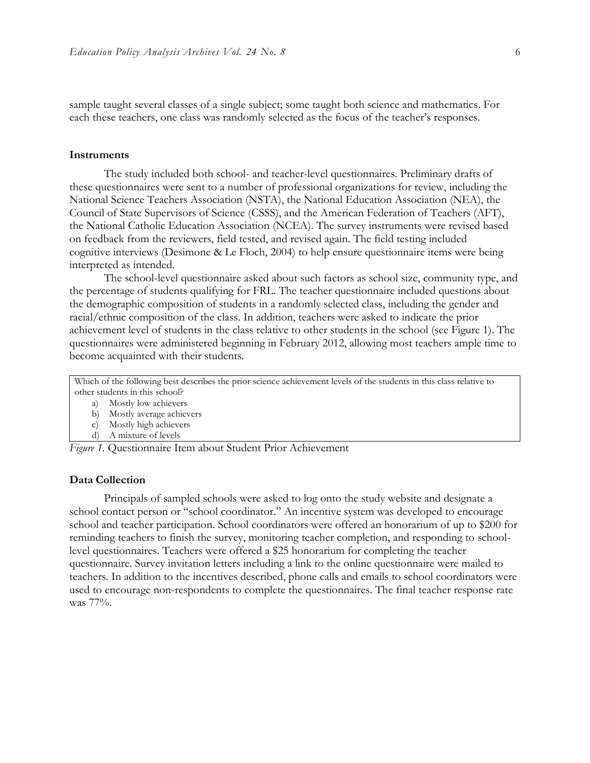sample taught several classes of a single subject; some taught both science and mathematics. For each these teachers, one class was randomly selected as the focus of the teacher's responses.

### Instruments

The study included both school- and teacher-level questionnaires. Preliminary drafts of these questionnaires were sent to a number of professional organizations for review, including the National Science Teachers Association (NSTA), the National Education Association (NEA), the Council of State Supervisors of Science (CSSS), and the American Federation of Teachers (AFT), the National Catholic Education Association (NCEA). The survey instruments were revised based on feedback from the reviewers, field tested, and revised again. The field testing included cognitive interviews (Desimone & Le Floch, 2004) to help ensure questionnaire items were being interpreted as intended.

The school-level questionnaire asked about such factors as school size, community type, and the percentage of students qualifying for FRL. The teacher questionnaire included questions about the demographic composition of students in a randomly selected class, including the gender and racial/ethnic composition of the class. In addition, teachers were asked to indicate the prior achievement level of students in the class relative to other students in the school (see Figure 1). The questionnaires were administered beginning in February 2012, allowing most teachers ample time to become acquainted with their students.

Which of the following best describes the prior science achievement levels of the students in this class relative to other students in this school?

a) Mostly low achievers
b) Mostly average achievers
c) Mostly high achievers
d) A mixture of levels

*Figure 1.* Questionnaire Item about Student Prior Achievement

### Data Collection

Principals of sampled schools were asked to log onto the study website and designate a school contact person or "school coordinator." An incentive system was developed to encourage school and teacher participation. School coordinators were offered an honorarium of up to $200 for reminding teachers to finish the survey, monitoring teacher completion, and responding to school-level questionnaires. Teachers were offered a $25 honorarium for completing the teacher questionnaire. Survey invitation letters including a link to the online questionnaire were mailed to teachers. In addition to the incentives described, phone calls and emails to school coordinators were used to encourage non-respondents to complete the questionnaires. The final teacher response rate was 77%.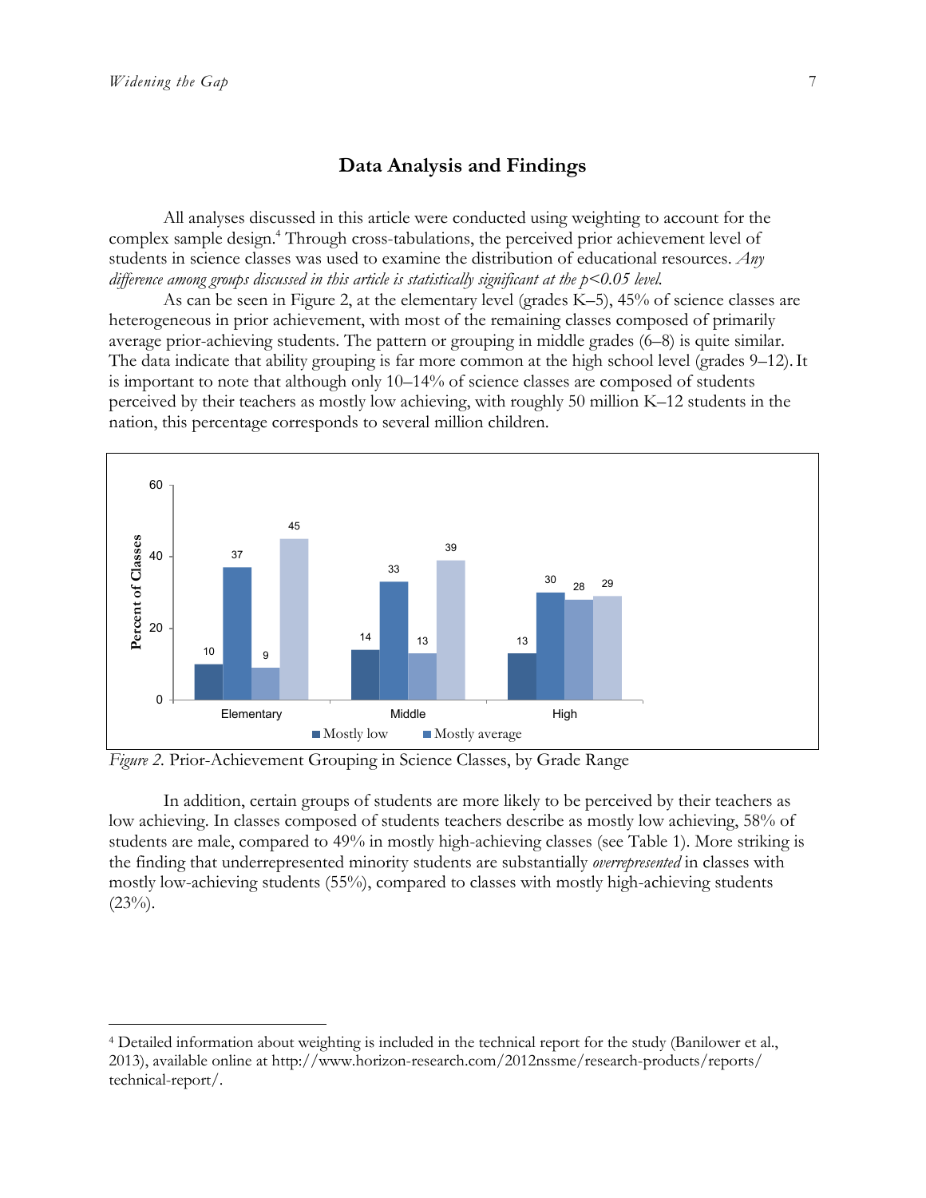## Data Analysis and Findings

All analyses discussed in this article were conducted using weighting to account for the complex sample design.[4] Through cross-tabulations, the perceived prior achievement level of students in science classes was used to examine the distribution of educational resources. *Any difference among groups discussed in this article is statistically significant at the p<0.05 level.*

As can be seen in Figure 2, at the elementary level (grades K–5), 45% of science classes are heterogeneous in prior achievement, with most of the remaining classes composed of primarily average prior-achieving students. The pattern or grouping in middle grades (6–8) is quite similar. The data indicate that ability grouping is far more common at the high school level (grades 9–12). It is important to note that although only 10–14% of science classes are composed of students perceived by their teachers as mostly low achieving, with roughly 50 million K–12 students in the nation, this percentage corresponds to several million children.

| Percent of Classes | Mostly low | Mostly average | | |
|---|---|---|---|---|
| Elementary | 10 | 37 | 9 | 45 |
| Middle | 14 | 33 | 13 | 39 |
| High | 13 | 30 | 28 | 29 |

*Figure 2.* Prior-Achievement Grouping in Science Classes, by Grade Range

In addition, certain groups of students are more likely to be perceived by their teachers as low achieving. In classes composed of students teachers describe as mostly low achieving, 58% of students are male, compared to 49% in mostly high-achieving classes (see Table 1). More striking is the finding that underrepresented minority students are substantially *overrepresented* in classes with mostly low-achieving students (55%), compared to classes with mostly high-achieving students (23%).

---

[4] Detailed information about weighting is included in the technical report for the study (Banilower et al., 2013), available online at http://www.horizon-research.com/2012nssme/research-products/reports/technical-report/.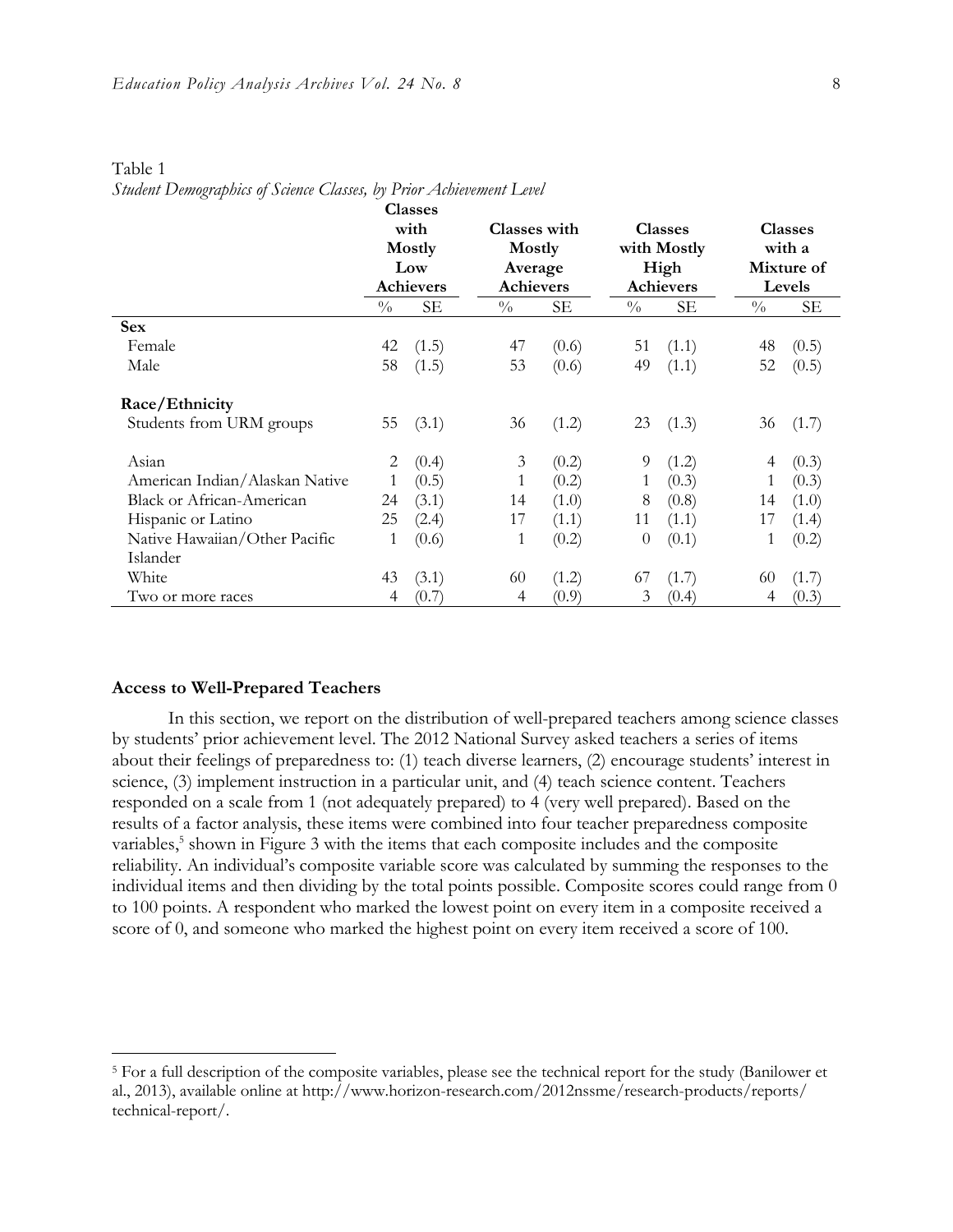Table 1
*Student Demographics of Science Classes, by Prior Achievement Level*

| | Classes with Mostly Low Achievers | | Classes with Mostly Average Achievers | | Classes with Mostly High Achievers | | Classes with a Mixture of Levels | |
|---|---|---|---|---|---|---|---|---|
| | % | SE | % | SE | % | SE | % | SE |
| **Sex** | | | | | | | | |
| Female | 42 | (1.5) | 47 | (0.6) | 51 | (1.1) | 48 | (0.5) |
| Male | 58 | (1.5) | 53 | (0.6) | 49 | (1.1) | 52 | (0.5) |
| **Race/Ethnicity** | | | | | | | | |
| Students from URM groups | 55 | (3.1) | 36 | (1.2) | 23 | (1.3) | 36 | (1.7) |
| Asian | 2 | (0.4) | 3 | (0.2) | 9 | (1.2) | 4 | (0.3) |
| American Indian/Alaskan Native | 1 | (0.5) | 1 | (0.2) | 1 | (0.3) | 1 | (0.3) |
| Black or African-American | 24 | (3.1) | 14 | (1.0) | 8 | (0.8) | 14 | (1.0) |
| Hispanic or Latino | 25 | (2.4) | 17 | (1.1) | 11 | (1.1) | 17 | (1.4) |
| Native Hawaiian/Other Pacific Islander | 1 | (0.6) | 1 | (0.2) | 0 | (0.1) | 1 | (0.2) |
| White | 43 | (3.1) | 60 | (1.2) | 67 | (1.7) | 60 | (1.7) |
| Two or more races | 4 | (0.7) | 4 | (0.9) | 3 | (0.4) | 4 | (0.3) |

### Access to Well-Prepared Teachers

In this section, we report on the distribution of well-prepared teachers among science classes by students' prior achievement level. The 2012 National Survey asked teachers a series of items about their feelings of preparedness to: (1) teach diverse learners, (2) encourage students' interest in science, (3) implement instruction in a particular unit, and (4) teach science content. Teachers responded on a scale from 1 (not adequately prepared) to 4 (very well prepared). Based on the results of a factor analysis, these items were combined into four teacher preparedness composite variables,[5] shown in Figure 3 with the items that each composite includes and the composite reliability. An individual's composite variable score was calculated by summing the responses to the individual items and then dividing by the total points possible. Composite scores could range from 0 to 100 points. A respondent who marked the lowest point on every item in a composite received a score of 0, and someone who marked the highest point on every item received a score of 100.

---

[5] For a full description of the composite variables, please see the technical report for the study (Banilower et al., 2013), available online at http://www.horizon-research.com/2012nssme/research-products/reports/technical-report/.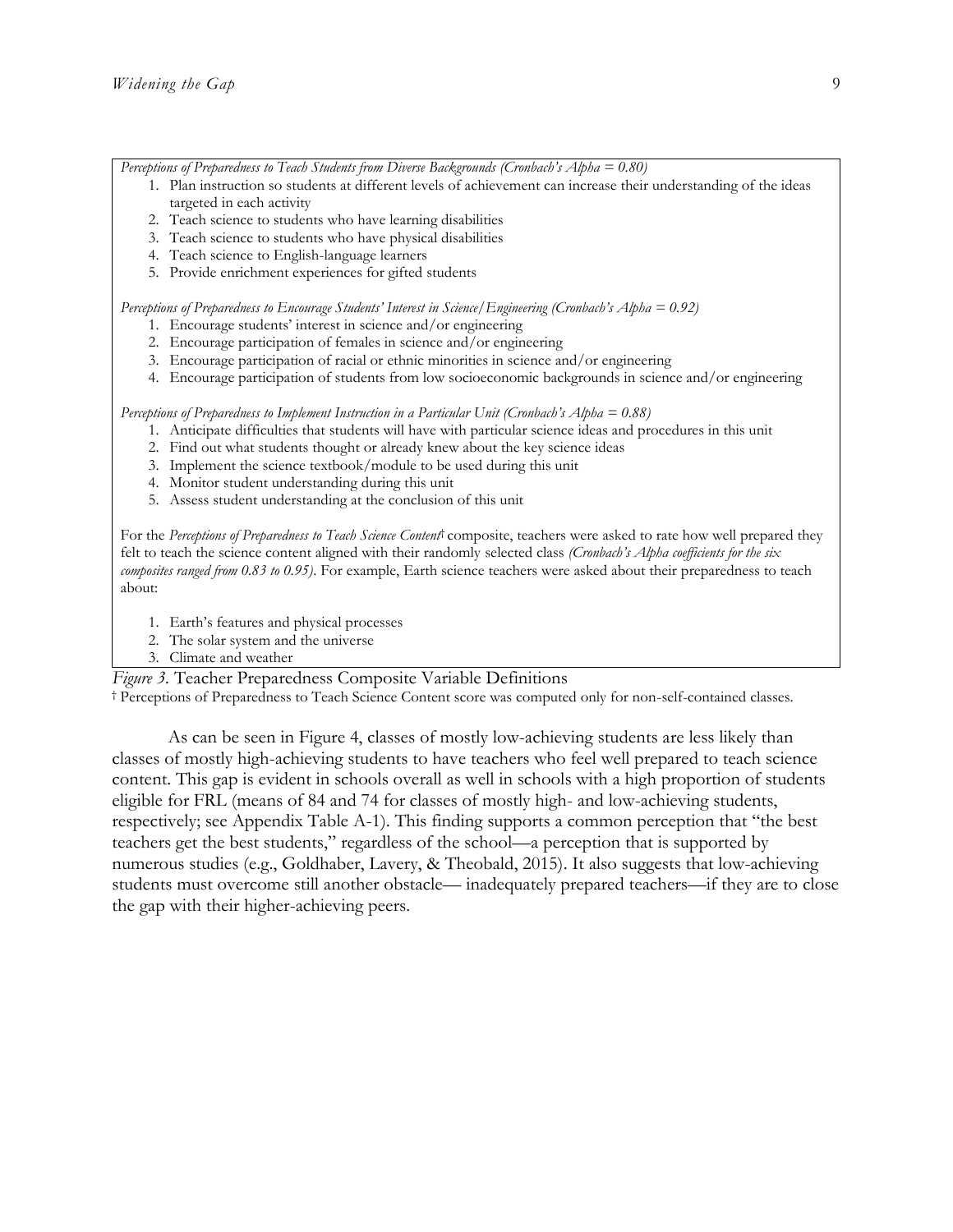*Perceptions of Preparedness to Teach Students from Diverse Backgrounds (Cronbach's Alpha = 0.80)*

1. Plan instruction so students at different levels of achievement can increase their understanding of the ideas targeted in each activity
2. Teach science to students who have learning disabilities
3. Teach science to students who have physical disabilities
4. Teach science to English-language learners
5. Provide enrichment experiences for gifted students

*Perceptions of Preparedness to Encourage Students' Interest in Science/Engineering (Cronbach's Alpha = 0.92)*

1. Encourage students' interest in science and/or engineering
2. Encourage participation of females in science and/or engineering
3. Encourage participation of racial or ethnic minorities in science and/or engineering
4. Encourage participation of students from low socioeconomic backgrounds in science and/or engineering

*Perceptions of Preparedness to Implement Instruction in a Particular Unit (Cronbach's Alpha = 0.88)*

1. Anticipate difficulties that students will have with particular science ideas and procedures in this unit
2. Find out what students thought or already knew about the key science ideas
3. Implement the science textbook/module to be used during this unit
4. Monitor student understanding during this unit
5. Assess student understanding at the conclusion of this unit

For the *Perceptions of Preparedness to Teach Science Content*† composite, teachers were asked to rate how well prepared they felt to teach the science content aligned with their randomly selected class *(Cronbach's Alpha coefficients for the six composites ranged from 0.83 to 0.95)*. For example, Earth science teachers were asked about their preparedness to teach about:

1. Earth's features and physical processes
2. The solar system and the universe
3. Climate and weather

*Figure 3*. Teacher Preparedness Composite Variable Definitions

† Perceptions of Preparedness to Teach Science Content score was computed only for non-self-contained classes.

As can be seen in Figure 4, classes of mostly low-achieving students are less likely than classes of mostly high-achieving students to have teachers who feel well prepared to teach science content. This gap is evident in schools overall as well in schools with a high proportion of students eligible for FRL (means of 84 and 74 for classes of mostly high- and low-achieving students, respectively; see Appendix Table A-1). This finding supports a common perception that "the best teachers get the best students," regardless of the school—a perception that is supported by numerous studies (e.g., Goldhaber, Lavery, & Theobald, 2015). It also suggests that low-achieving students must overcome still another obstacle— inadequately prepared teachers—if they are to close the gap with their higher-achieving peers.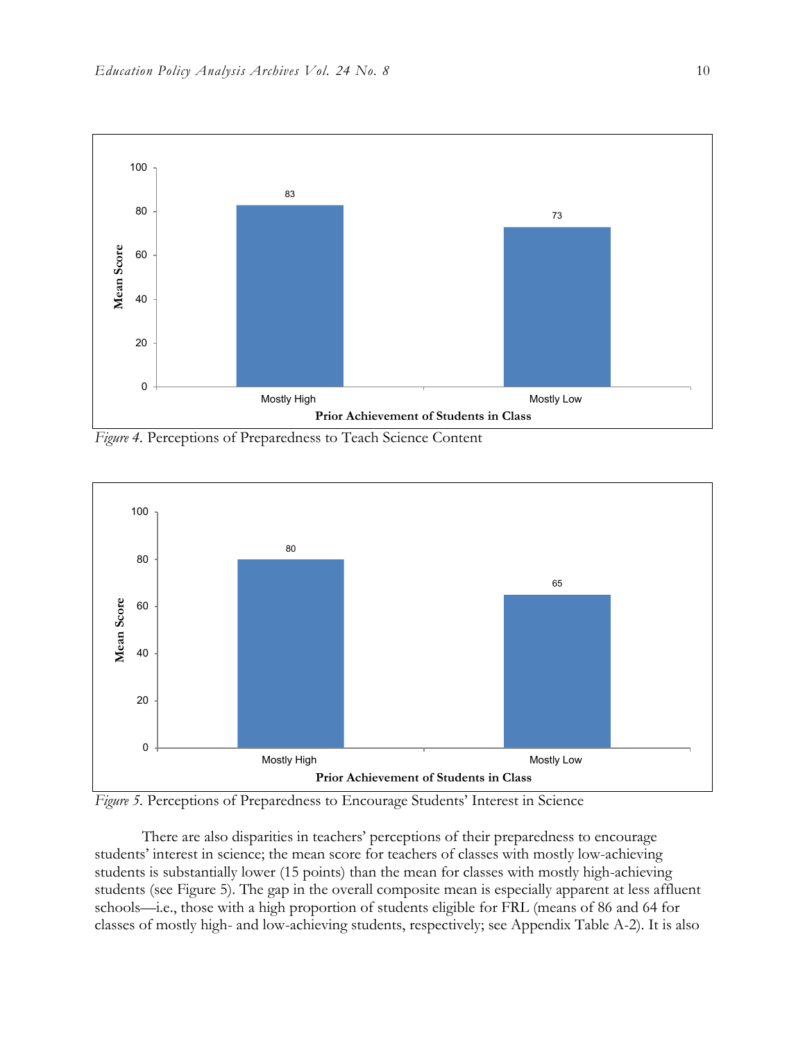*Figure 4*. Perceptions of Preparedness to Teach Science Content

*Figure 5*. Perceptions of Preparedness to Encourage Students' Interest in Science

There are also disparities in teachers' perceptions of their preparedness to encourage students' interest in science; the mean score for teachers of classes with mostly low-achieving students is substantially lower (15 points) than the mean for classes with mostly high-achieving students (see Figure 5). The gap in the overall composite mean is especially apparent at less affluent schools—i.e., those with a high proportion of students eligible for FRL (means of 86 and 64 for classes of mostly high- and low-achieving students, respectively; see Appendix Table A-2). It is also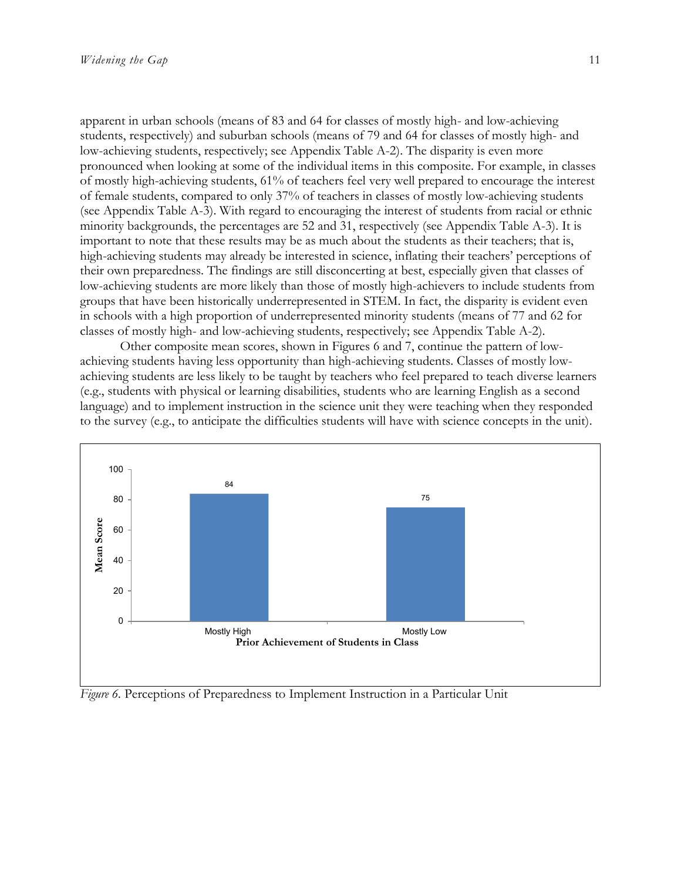apparent in urban schools (means of 83 and 64 for classes of mostly high- and low-achieving students, respectively) and suburban schools (means of 79 and 64 for classes of mostly high- and low-achieving students, respectively; see Appendix Table A-2). The disparity is even more pronounced when looking at some of the individual items in this composite. For example, in classes of mostly high-achieving students, 61% of teachers feel very well prepared to encourage the interest of female students, compared to only 37% of teachers in classes of mostly low-achieving students (see Appendix Table A-3). With regard to encouraging the interest of students from racial or ethnic minority backgrounds, the percentages are 52 and 31, respectively (see Appendix Table A-3). It is important to note that these results may be as much about the students as their teachers; that is, high-achieving students may already be interested in science, inflating their teachers' perceptions of their own preparedness. The findings are still disconcerting at best, especially given that classes of low-achieving students are more likely than those of mostly high-achievers to include students from groups that have been historically underrepresented in STEM. In fact, the disparity is evident even in schools with a high proportion of underrepresented minority students (means of 77 and 62 for classes of mostly high- and low-achieving students, respectively; see Appendix Table A-2).

Other composite mean scores, shown in Figures 6 and 7, continue the pattern of low-achieving students having less opportunity than high-achieving students. Classes of mostly low-achieving students are less likely to be taught by teachers who feel prepared to teach diverse learners (e.g., students with physical or learning disabilities, students who are learning English as a second language) and to implement instruction in the science unit they were teaching when they responded to the survey (e.g., to anticipate the difficulties students will have with science concepts in the unit).

| Prior Achievement of Students in Class | Mean Score |
|---|---|
| Mostly High | 84 |
| Mostly Low | 75 |

*Figure 6*. Perceptions of Preparedness to Implement Instruction in a Particular Unit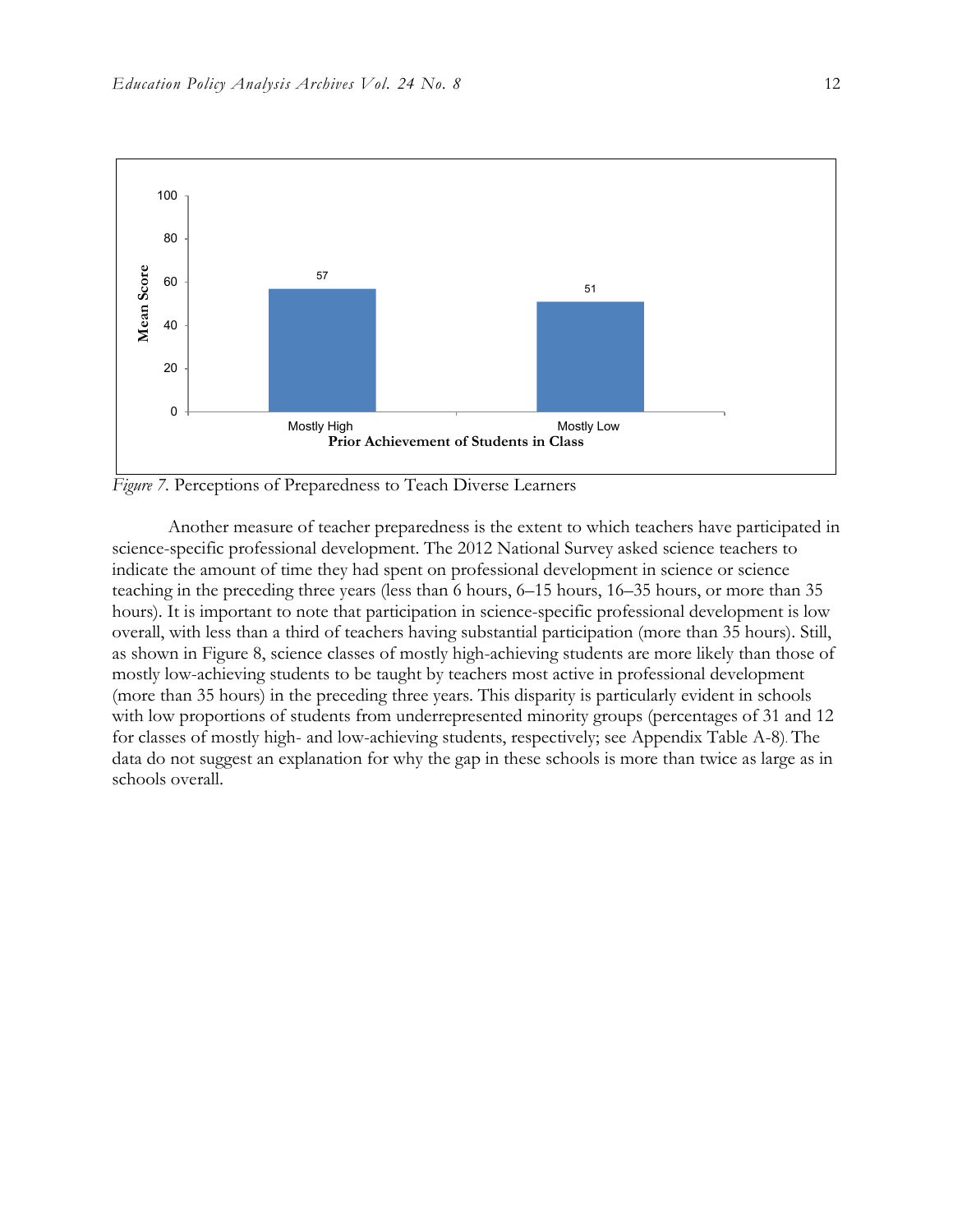*Figure 7.* Perceptions of Preparedness to Teach Diverse Learners

Another measure of teacher preparedness is the extent to which teachers have participated in science-specific professional development. The 2012 National Survey asked science teachers to indicate the amount of time they had spent on professional development in science or science teaching in the preceding three years (less than 6 hours, 6–15 hours, 16–35 hours, or more than 35 hours). It is important to note that participation in science-specific professional development is low overall, with less than a third of teachers having substantial participation (more than 35 hours). Still, as shown in Figure 8, science classes of mostly high-achieving students are more likely than those of mostly low-achieving students to be taught by teachers most active in professional development (more than 35 hours) in the preceding three years. This disparity is particularly evident in schools with low proportions of students from underrepresented minority groups (percentages of 31 and 12 for classes of mostly high- and low-achieving students, respectively; see Appendix Table A-8). The data do not suggest an explanation for why the gap in these schools is more than twice as large as in schools overall.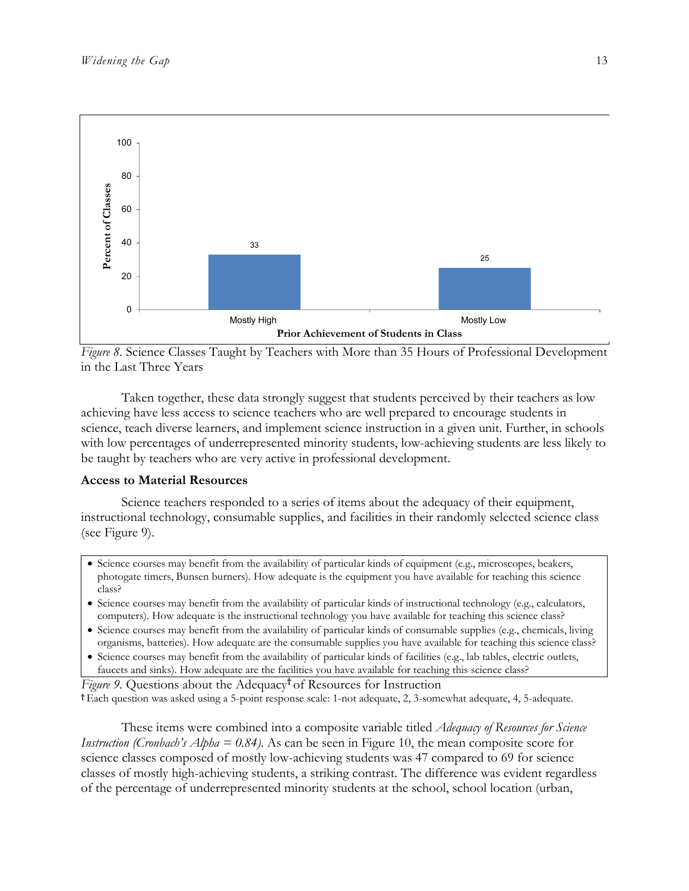*Figure 8*. Science Classes Taught by Teachers with More than 35 Hours of Professional Development in the Last Three Years

Taken together, these data strongly suggest that students perceived by their teachers as low achieving have less access to science teachers who are well prepared to encourage students in science, teach diverse learners, and implement science instruction in a given unit. Further, in schools with low percentages of underrepresented minority students, low-achieving students are less likely to be taught by teachers who are very active in professional development.

**Access to Material Resources**

Science teachers responded to a series of items about the adequacy of their equipment, instructional technology, consumable supplies, and facilities in their randomly selected science class (see Figure 9).

- Science courses may benefit from the availability of particular kinds of equipment (e.g., microscopes, beakers, photogate timers, Bunsen burners). How adequate is the equipment you have available for teaching this science class?
- Science courses may benefit from the availability of particular kinds of instructional technology (e.g., calculators, computers). How adequate is the instructional technology you have available for teaching this science class?
- Science courses may benefit from the availability of particular kinds of consumable supplies (e.g., chemicals, living organisms, batteries). How adequate are the consumable supplies you have available for teaching this science class?
- Science courses may benefit from the availability of particular kinds of facilities (e.g., lab tables, electric outlets, faucets and sinks). How adequate are the facilities you have available for teaching this science class?

*Figure 9*. Questions about the Adequacy† of Resources for Instruction
† Each question was asked using a 5-point response scale: 1-not adequate, 2, 3-somewhat adequate, 4, 5-adequate.

These items were combined into a composite variable titled *Adequacy of Resources for Science Instruction (Cronbach's Alpha = 0.84).* As can be seen in Figure 10, the mean composite score for science classes composed of mostly low-achieving students was 47 compared to 69 for science classes of mostly high-achieving students, a striking contrast. The difference was evident regardless of the percentage of underrepresented minority students at the school, school location (urban,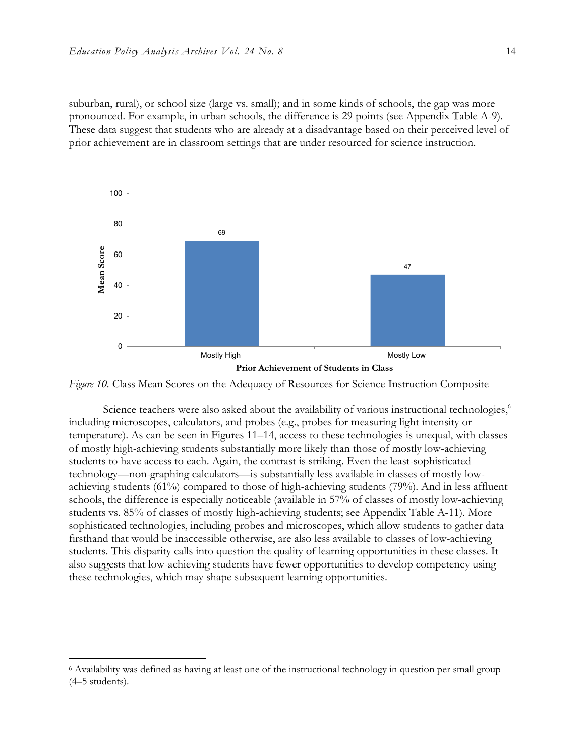suburban, rural), or school size (large vs. small); and in some kinds of schools, the gap was more pronounced. For example, in urban schools, the difference is 29 points (see Appendix Table A-9). These data suggest that students who are already at a disadvantage based on their perceived level of prior achievement are in classroom settings that are under resourced for science instruction.

*Figure 10.* Class Mean Scores on the Adequacy of Resources for Science Instruction Composite

Science teachers were also asked about the availability of various instructional technologies,[6] including microscopes, calculators, and probes (e.g., probes for measuring light intensity or temperature). As can be seen in Figures 11–14, access to these technologies is unequal, with classes of mostly high-achieving students substantially more likely than those of mostly low-achieving students to have access to each. Again, the contrast is striking. Even the least-sophisticated technology—non-graphing calculators—is substantially less available in classes of mostly low-achieving students (61%) compared to those of high-achieving students (79%). And in less affluent schools, the difference is especially noticeable (available in 57% of classes of mostly low-achieving students vs. 85% of classes of mostly high-achieving students; see Appendix Table A-11). More sophisticated technologies, including probes and microscopes, which allow students to gather data firsthand that would be inaccessible otherwise, are also less available to classes of low-achieving students. This disparity calls into question the quality of learning opportunities in these classes. It also suggests that low-achieving students have fewer opportunities to develop competency using these technologies, which may shape subsequent learning opportunities.

[6] Availability was defined as having at least one of the instructional technology in question per small group (4–5 students).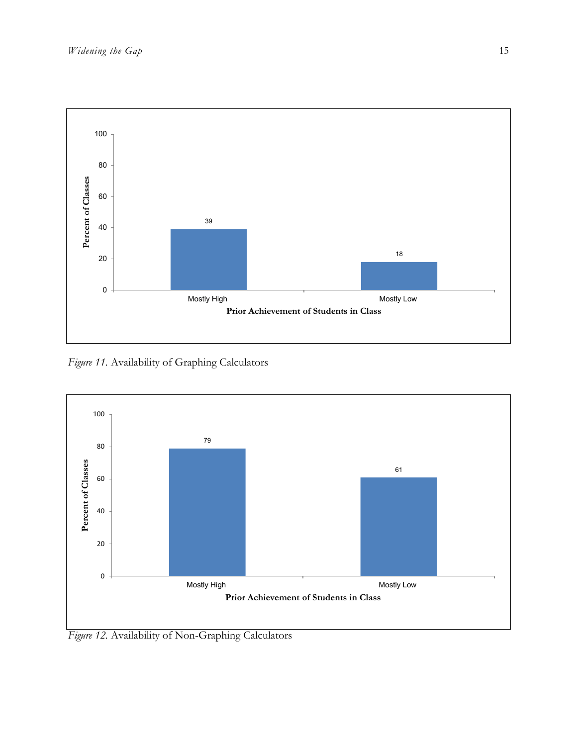*Figure 11.* Availability of Graphing Calculators

*Figure 12.* Availability of Non-Graphing Calculators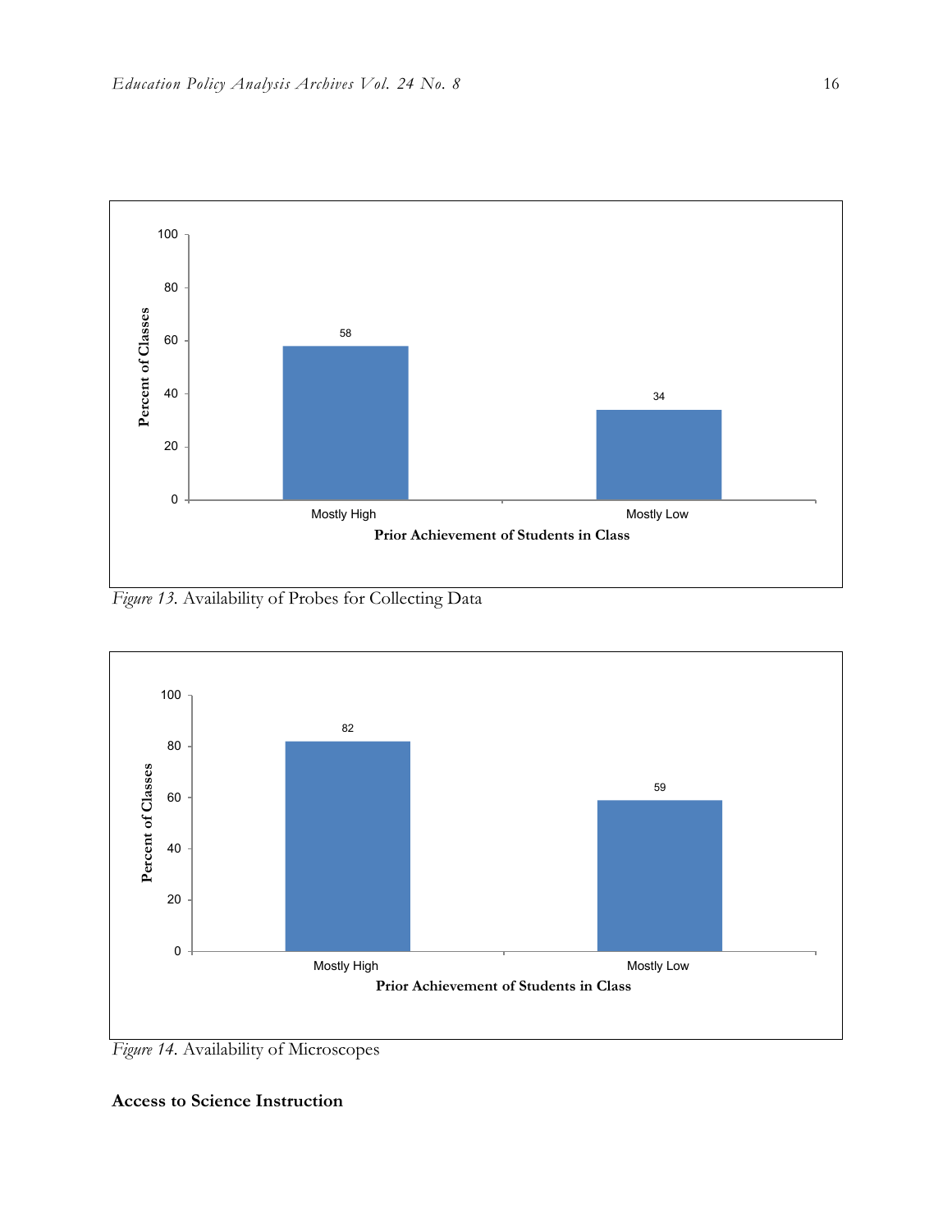*Figure 13.* Availability of Probes for Collecting Data

*Figure 14.* Availability of Microscopes

**Access to Science Instruction**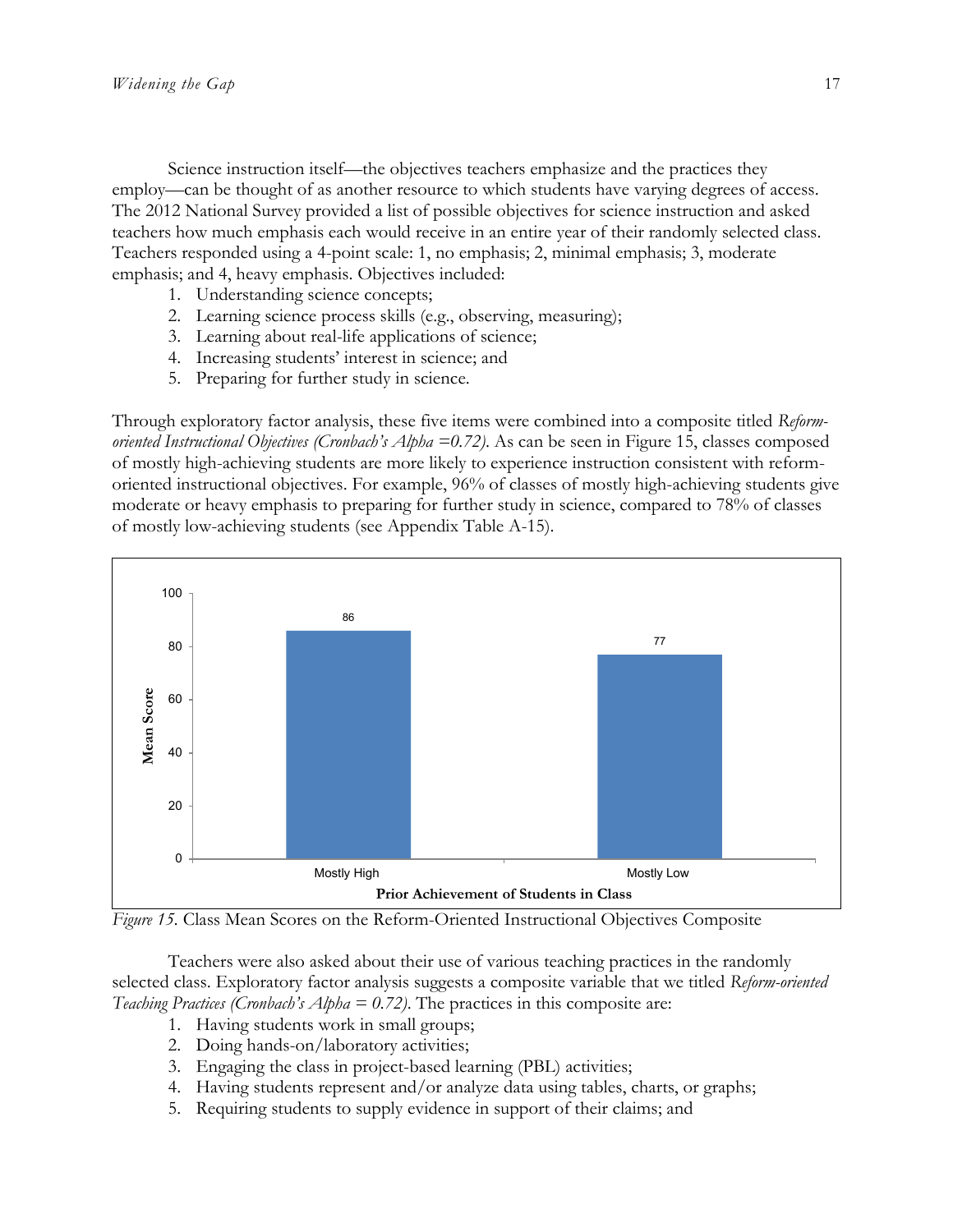Science instruction itself—the objectives teachers emphasize and the practices they employ—can be thought of as another resource to which students have varying degrees of access. The 2012 National Survey provided a list of possible objectives for science instruction and asked teachers how much emphasis each would receive in an entire year of their randomly selected class. Teachers responded using a 4-point scale: 1, no emphasis; 2, minimal emphasis; 3, moderate emphasis; and 4, heavy emphasis. Objectives included:

1. Understanding science concepts;
2. Learning science process skills (e.g., observing, measuring);
3. Learning about real-life applications of science;
4. Increasing students' interest in science; and
5. Preparing for further study in science.

Through exploratory factor analysis, these five items were combined into a composite titled *Reform-oriented Instructional Objectives (Cronbach's Alpha =0.72)*. As can be seen in Figure 15, classes composed of mostly high-achieving students are more likely to experience instruction consistent with reform-oriented instructional objectives. For example, 96% of classes of mostly high-achieving students give moderate or heavy emphasis to preparing for further study in science, compared to 78% of classes of mostly low-achieving students (see Appendix Table A-15).

| Prior Achievement of Students in Class | Mean Score |
|---|---|
| Mostly High | 86 |
| Mostly Low | 77 |

*Figure 15.* Class Mean Scores on the Reform-Oriented Instructional Objectives Composite

Teachers were also asked about their use of various teaching practices in the randomly selected class. Exploratory factor analysis suggests a composite variable that we titled *Reform-oriented Teaching Practices (Cronbach's Alpha = 0.72)*. The practices in this composite are:

1. Having students work in small groups;
2. Doing hands-on/laboratory activities;
3. Engaging the class in project-based learning (PBL) activities;
4. Having students represent and/or analyze data using tables, charts, or graphs;
5. Requiring students to supply evidence in support of their claims; and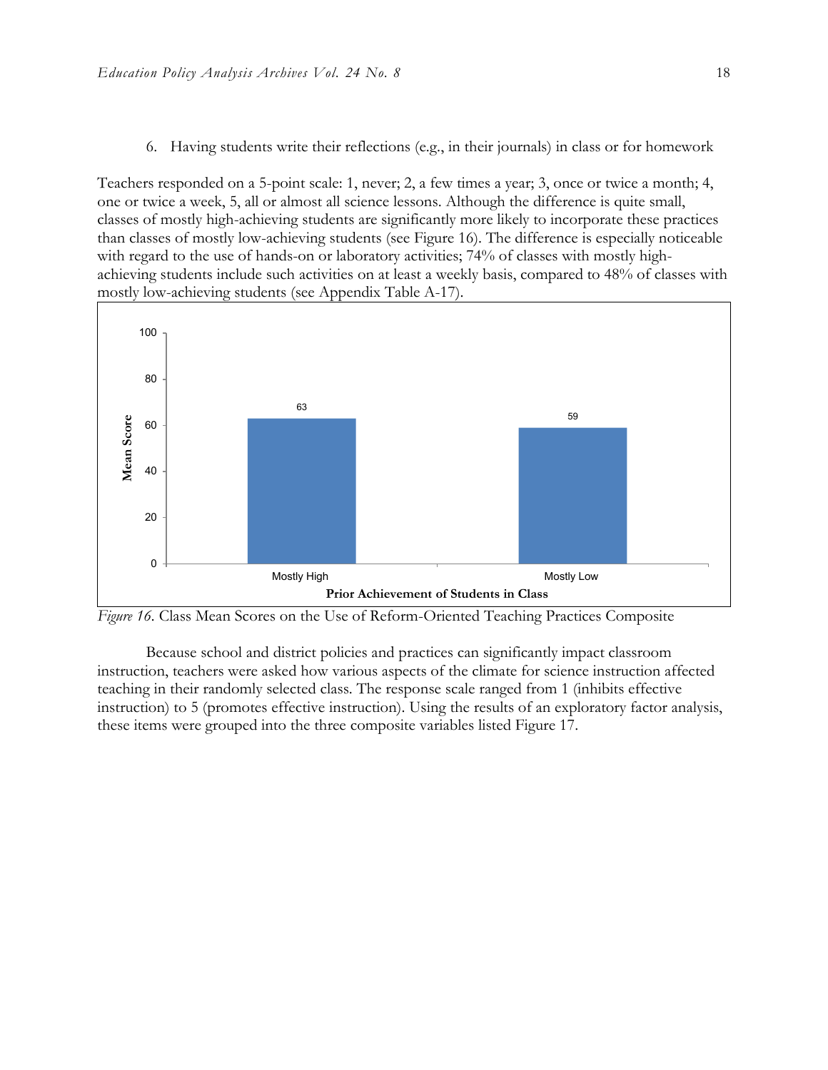6. Having students write their reflections (e.g., in their journals) in class or for homework

Teachers responded on a 5-point scale: 1, never; 2, a few times a year; 3, once or twice a month; 4, one or twice a week, 5, all or almost all science lessons. Although the difference is quite small, classes of mostly high-achieving students are significantly more likely to incorporate these practices than classes of mostly low-achieving students (see Figure 16). The difference is especially noticeable with regard to the use of hands-on or laboratory activities; 74% of classes with mostly high-achieving students include such activities on at least a weekly basis, compared to 48% of classes with mostly low-achieving students (see Appendix Table A-17).

| Prior Achievement of Students in Class | Mean Score |
| --- | --- |
| Mostly High | 63 |
| Mostly Low | 59 |

*Figure 16*. Class Mean Scores on the Use of Reform-Oriented Teaching Practices Composite

Because school and district policies and practices can significantly impact classroom instruction, teachers were asked how various aspects of the climate for science instruction affected teaching in their randomly selected class. The response scale ranged from 1 (inhibits effective instruction) to 5 (promotes effective instruction). Using the results of an exploratory factor analysis, these items were grouped into the three composite variables listed Figure 17.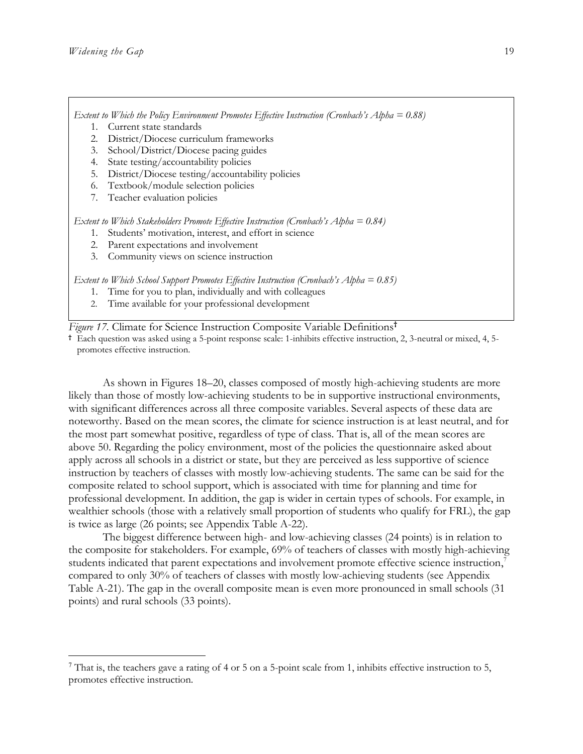*Extent to Which the Policy Environment Promotes Effective Instruction (Cronbach's Alpha = 0.88)*

1. Current state standards
2. District/Diocese curriculum frameworks
3. School/District/Diocese pacing guides
4. State testing/accountability policies
5. District/Diocese testing/accountability policies
6. Textbook/module selection policies
7. Teacher evaluation policies

*Extent to Which Stakeholders Promote Effective Instruction (Cronbach's Alpha = 0.84)*

1. Students' motivation, interest, and effort in science
2. Parent expectations and involvement
3. Community views on science instruction

*Extent to Which School Support Promotes Effective Instruction (Cronbach's Alpha = 0.85)*

1. Time for you to plan, individually and with colleagues
2. Time available for your professional development

*Figure 17.* Climate for Science Instruction Composite Variable Definitions†

† Each question was asked using a 5-point response scale: 1-inhibits effective instruction, 2, 3-neutral or mixed, 4, 5-promotes effective instruction.

As shown in Figures 18–20, classes composed of mostly high-achieving students are more likely than those of mostly low-achieving students to be in supportive instructional environments, with significant differences across all three composite variables. Several aspects of these data are noteworthy. Based on the mean scores, the climate for science instruction is at least neutral, and for the most part somewhat positive, regardless of type of class. That is, all of the mean scores are above 50. Regarding the policy environment, most of the policies the questionnaire asked about apply across all schools in a district or state, but they are perceived as less supportive of science instruction by teachers of classes with mostly low-achieving students. The same can be said for the composite related to school support, which is associated with time for planning and time for professional development. In addition, the gap is wider in certain types of schools. For example, in wealthier schools (those with a relatively small proportion of students who qualify for FRL), the gap is twice as large (26 points; see Appendix Table A-22).

The biggest difference between high- and low-achieving classes (24 points) is in relation to the composite for stakeholders. For example, 69% of teachers of classes with mostly high-achieving students indicated that parent expectations and involvement promote effective science instruction,[7] compared to only 30% of teachers of classes with mostly low-achieving students (see Appendix Table A-21). The gap in the overall composite mean is even more pronounced in small schools (31 points) and rural schools (33 points).

[7] That is, the teachers gave a rating of 4 or 5 on a 5-point scale from 1, inhibits effective instruction to 5, promotes effective instruction.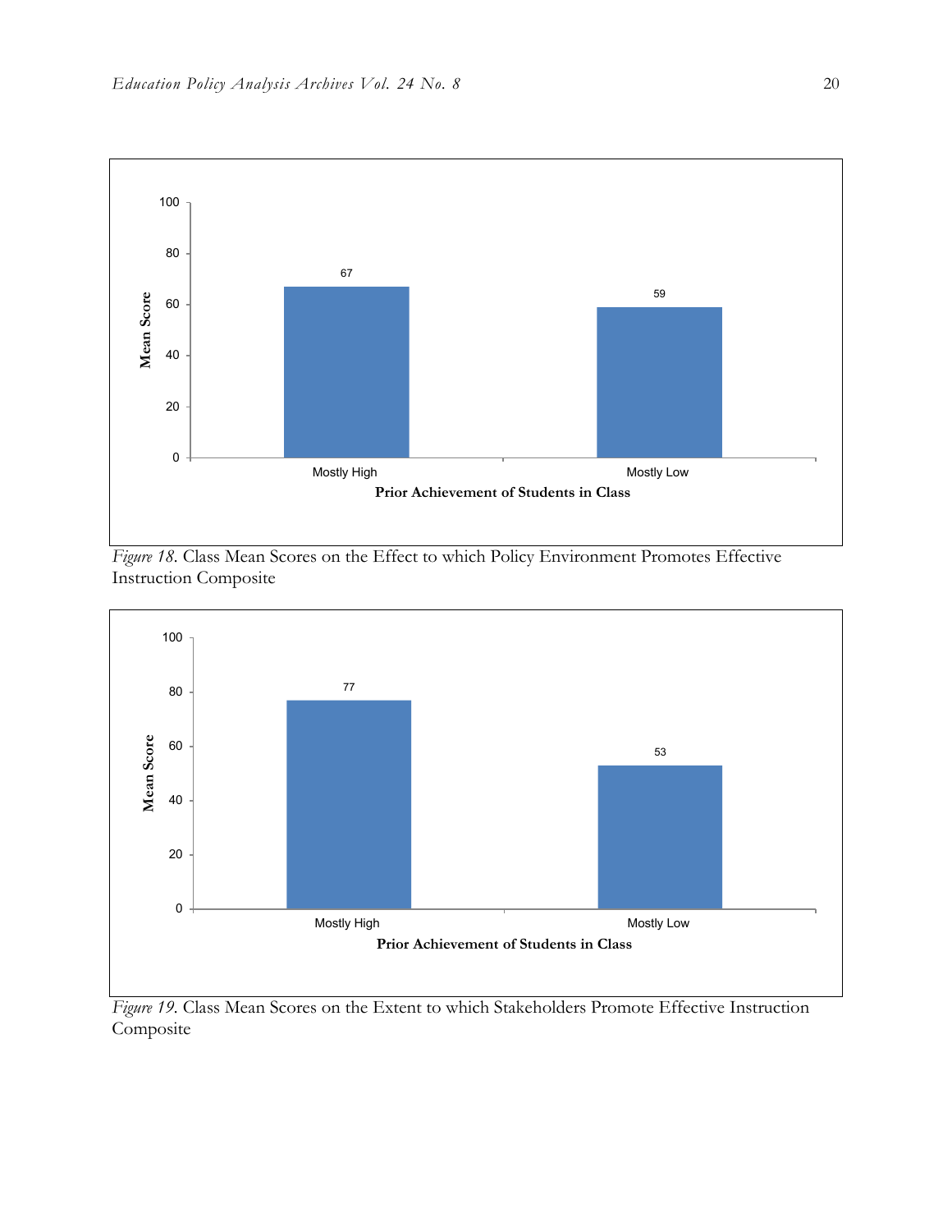Figure 18. Class Mean Scores on the Effect to which Policy Environment Promotes Effective Instruction Composite

Figure 19. Class Mean Scores on the Extent to which Stakeholders Promote Effective Instruction Composite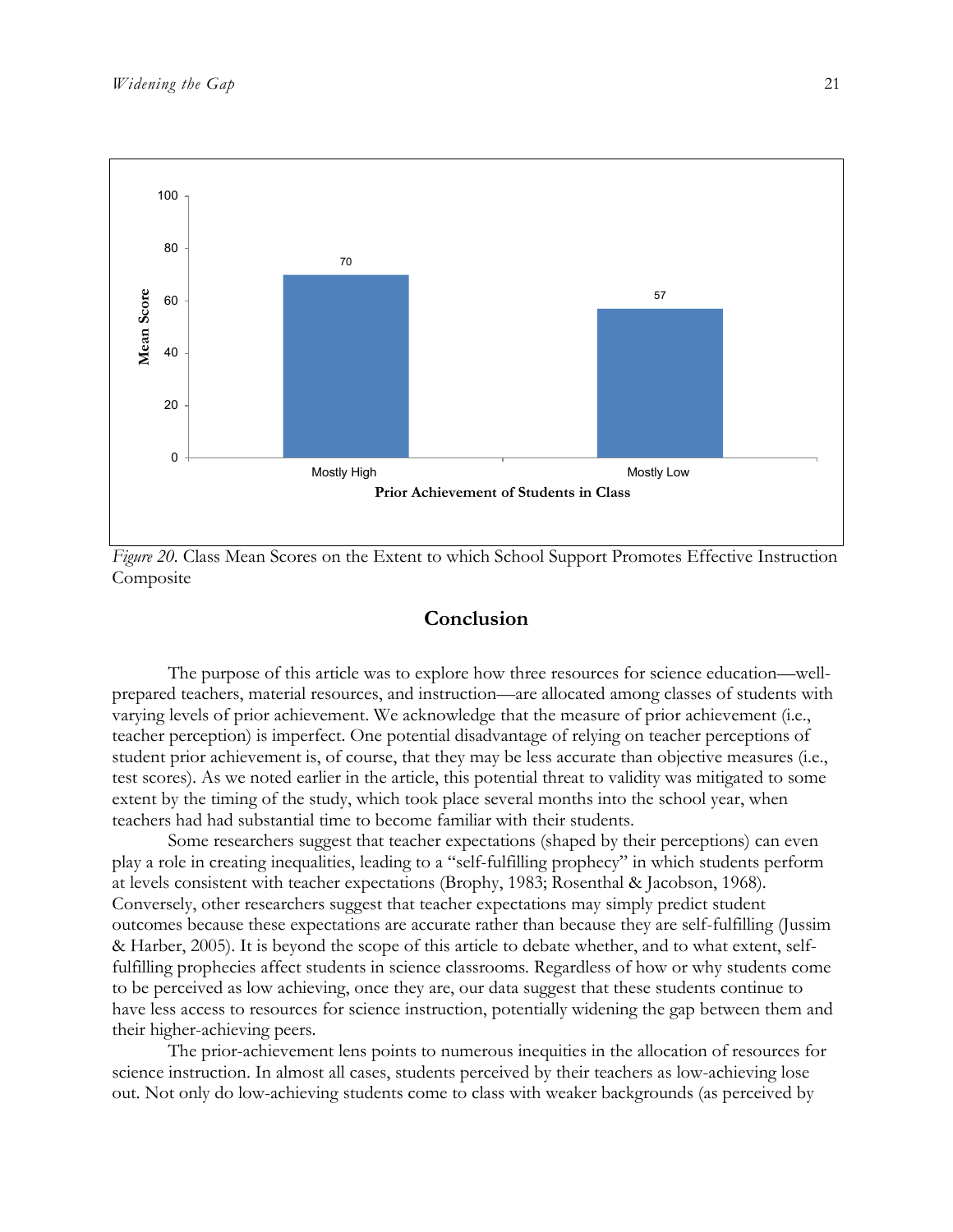*Figure 20.* Class Mean Scores on the Extent to which School Support Promotes Effective Instruction Composite

## Conclusion

The purpose of this article was to explore how three resources for science education—well-prepared teachers, material resources, and instruction—are allocated among classes of students with varying levels of prior achievement. We acknowledge that the measure of prior achievement (i.e., teacher perception) is imperfect. One potential disadvantage of relying on teacher perceptions of student prior achievement is, of course, that they may be less accurate than objective measures (i.e., test scores). As we noted earlier in the article, this potential threat to validity was mitigated to some extent by the timing of the study, which took place several months into the school year, when teachers had had substantial time to become familiar with their students.

Some researchers suggest that teacher expectations (shaped by their perceptions) can even play a role in creating inequalities, leading to a "self-fulfilling prophecy" in which students perform at levels consistent with teacher expectations (Brophy, 1983; Rosenthal & Jacobson, 1968). Conversely, other researchers suggest that teacher expectations may simply predict student outcomes because these expectations are accurate rather than because they are self-fulfilling (Jussim & Harber, 2005). It is beyond the scope of this article to debate whether, and to what extent, self-fulfilling prophecies affect students in science classrooms. Regardless of how or why students come to be perceived as low achieving, once they are, our data suggest that these students continue to have less access to resources for science instruction, potentially widening the gap between them and their higher-achieving peers.

The prior-achievement lens points to numerous inequities in the allocation of resources for science instruction. In almost all cases, students perceived by their teachers as low-achieving lose out. Not only do low-achieving students come to class with weaker backgrounds (as perceived by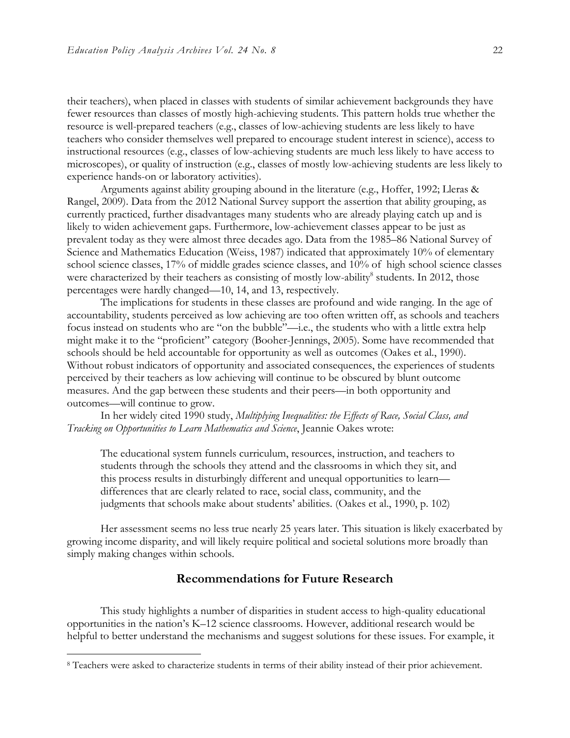their teachers), when placed in classes with students of similar achievement backgrounds they have fewer resources than classes of mostly high-achieving students. This pattern holds true whether the resource is well-prepared teachers (e.g., classes of low-achieving students are less likely to have teachers who consider themselves well prepared to encourage student interest in science), access to instructional resources (e.g., classes of low-achieving students are much less likely to have access to microscopes), or quality of instruction (e.g., classes of mostly low-achieving students are less likely to experience hands-on or laboratory activities).

Arguments against ability grouping abound in the literature (e.g., Hoffer, 1992; Lleras & Rangel, 2009). Data from the 2012 National Survey support the assertion that ability grouping, as currently practiced, further disadvantages many students who are already playing catch up and is likely to widen achievement gaps. Furthermore, low-achievement classes appear to be just as prevalent today as they were almost three decades ago. Data from the 1985–86 National Survey of Science and Mathematics Education (Weiss, 1987) indicated that approximately 10% of elementary school science classes, 17% of middle grades science classes, and 10% of high school science classes were characterized by their teachers as consisting of mostly low-ability[8] students. In 2012, those percentages were hardly changed—10, 14, and 13, respectively.

The implications for students in these classes are profound and wide ranging. In the age of accountability, students perceived as low achieving are too often written off, as schools and teachers focus instead on students who are "on the bubble"—i.e., the students who with a little extra help might make it to the "proficient" category (Booher-Jennings, 2005). Some have recommended that schools should be held accountable for opportunity as well as outcomes (Oakes et al., 1990). Without robust indicators of opportunity and associated consequences, the experiences of students perceived by their teachers as low achieving will continue to be obscured by blunt outcome measures. And the gap between these students and their peers—in both opportunity and outcomes—will continue to grow.

In her widely cited 1990 study, *Multiplying Inequalities: the Effects of Race, Social Class, and Tracking on Opportunities to Learn Mathematics and Science*, Jeannie Oakes wrote:

> The educational system funnels curriculum, resources, instruction, and teachers to students through the schools they attend and the classrooms in which they sit, and this process results in disturbingly different and unequal opportunities to learn—differences that are clearly related to race, social class, community, and the judgments that schools make about students' abilities. (Oakes et al., 1990, p. 102)

Her assessment seems no less true nearly 25 years later. This situation is likely exacerbated by growing income disparity, and will likely require political and societal solutions more broadly than simply making changes within schools.

## Recommendations for Future Research

This study highlights a number of disparities in student access to high-quality educational opportunities in the nation's K–12 science classrooms. However, additional research would be helpful to better understand the mechanisms and suggest solutions for these issues. For example, it

---

[8] Teachers were asked to characterize students in terms of their ability instead of their prior achievement.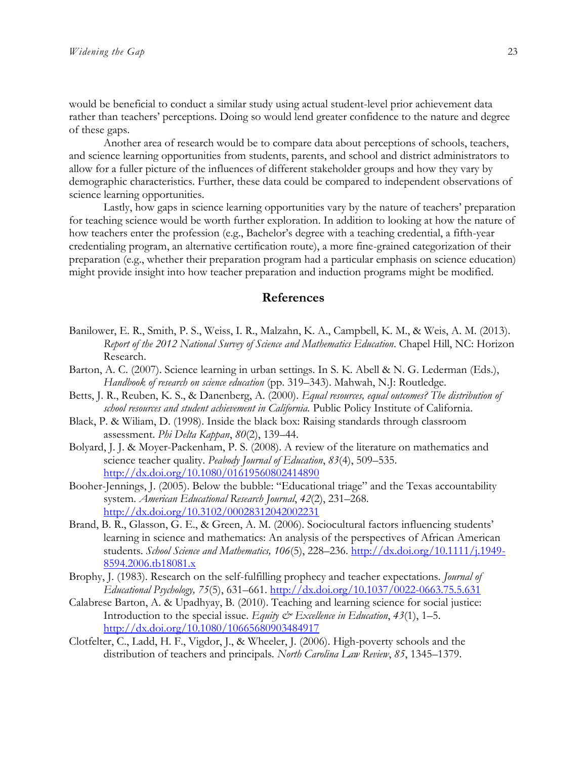would be beneficial to conduct a similar study using actual student-level prior achievement data rather than teachers' perceptions. Doing so would lend greater confidence to the nature and degree of these gaps.

Another area of research would be to compare data about perceptions of schools, teachers, and science learning opportunities from students, parents, and school and district administrators to allow for a fuller picture of the influences of different stakeholder groups and how they vary by demographic characteristics. Further, these data could be compared to independent observations of science learning opportunities.

Lastly, how gaps in science learning opportunities vary by the nature of teachers' preparation for teaching science would be worth further exploration. In addition to looking at how the nature of how teachers enter the profession (e.g., Bachelor's degree with a teaching credential, a fifth-year credentialing program, an alternative certification route), a more fine-grained categorization of their preparation (e.g., whether their preparation program had a particular emphasis on science education) might provide insight into how teacher preparation and induction programs might be modified.

## References

Banilower, E. R., Smith, P. S., Weiss, I. R., Malzahn, K. A., Campbell, K. M., & Weis, A. M. (2013). *Report of the 2012 National Survey of Science and Mathematics Education*. Chapel Hill, NC: Horizon Research.

Barton, A. C. (2007). Science learning in urban settings. In S. K. Abell & N. G. Lederman (Eds.), *Handbook of research on science education* (pp. 319–343). Mahwah, N.J: Routledge.

Betts, J. R., Reuben, K. S., & Danenberg, A. (2000). *Equal resources, equal outcomes? The distribution of school resources and student achievement in California.* Public Policy Institute of California.

Black, P. & Wiliam, D. (1998). Inside the black box: Raising standards through classroom assessment. *Phi Delta Kappan*, *80*(2), 139–44.

Bolyard, J. J. & Moyer-Packenham, P. S. (2008). A review of the literature on mathematics and science teacher quality. *Peabody Journal of Education*, *83*(4), 509–535. http://dx.doi.org/10.1080/01619560802414890

Booher-Jennings, J. (2005). Below the bubble: "Educational triage" and the Texas accountability system. *American Educational Research Journal*, *42*(2), 231–268. http://dx.doi.org/10.3102/00028312042002231

Brand, B. R., Glasson, G. E., & Green, A. M. (2006). Sociocultural factors influencing students' learning in science and mathematics: An analysis of the perspectives of African American students. *School Science and Mathematics, 106*(5), 228–236. http://dx.doi.org/10.1111/j.1949-8594.2006.tb18081.x

Brophy, J. (1983). Research on the self-fulfilling prophecy and teacher expectations. *Journal of Educational Psychology, 75*(5), 631–661. http://dx.doi.org/10.1037/0022-0663.75.5.631

Calabrese Barton, A. & Upadhyay, B. (2010). Teaching and learning science for social justice: Introduction to the special issue. *Equity & Excellence in Education*, *43*(1), 1–5. http://dx.doi.org/10.1080/10665680903484917

Clotfelter, C., Ladd, H. F., Vigdor, J., & Wheeler, J. (2006). High-poverty schools and the distribution of teachers and principals. *North Carolina Law Review*, *85*, 1345–1379.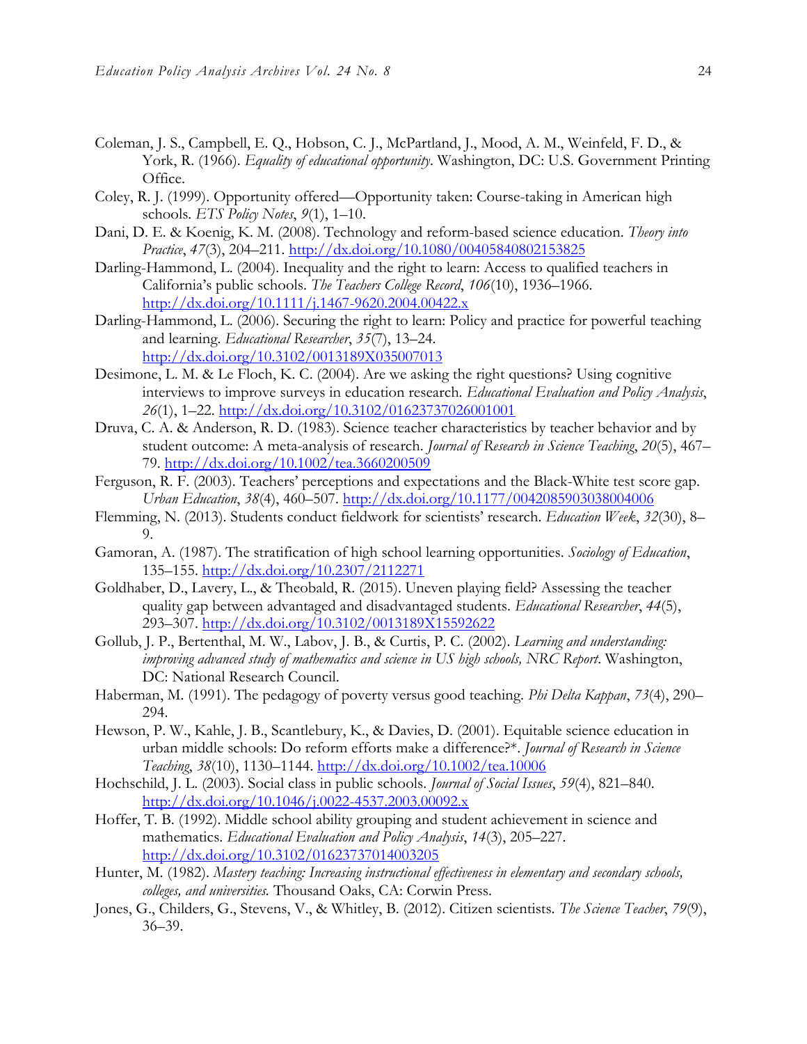Coleman, J. S., Campbell, E. Q., Hobson, C. J., McPartland, J., Mood, A. M., Weinfeld, F. D., & York, R. (1966). *Equality of educational opportunity*. Washington, DC: U.S. Government Printing Office.

Coley, R. J. (1999). Opportunity offered—Opportunity taken: Course-taking in American high schools. *ETS Policy Notes*, *9*(1), 1–10.

Dani, D. E. & Koenig, K. M. (2008). Technology and reform-based science education. *Theory into Practice*, *47*(3), 204–211. http://dx.doi.org/10.1080/00405840802153825

Darling-Hammond, L. (2004). Inequality and the right to learn: Access to qualified teachers in California's public schools. *The Teachers College Record*, *106*(10), 1936–1966. http://dx.doi.org/10.1111/j.1467-9620.2004.00422.x

Darling-Hammond, L. (2006). Securing the right to learn: Policy and practice for powerful teaching and learning. *Educational Researcher*, *35*(7), 13–24. http://dx.doi.org/10.3102/0013189X035007013

Desimone, L. M. & Le Floch, K. C. (2004). Are we asking the right questions? Using cognitive interviews to improve surveys in education research. *Educational Evaluation and Policy Analysis*, *26*(1), 1–22. http://dx.doi.org/10.3102/01623737026001001

Druva, C. A. & Anderson, R. D. (1983). Science teacher characteristics by teacher behavior and by student outcome: A meta-analysis of research. *Journal of Research in Science Teaching*, *20*(5), 467–79. http://dx.doi.org/10.1002/tea.3660200509

Ferguson, R. F. (2003). Teachers' perceptions and expectations and the Black-White test score gap. *Urban Education*, *38*(4), 460–507. http://dx.doi.org/10.1177/0042085903038004006

Flemming, N. (2013). Students conduct fieldwork for scientists' research. *Education Week*, *32*(30), 8–9.

Gamoran, A. (1987). The stratification of high school learning opportunities. *Sociology of Education*, 135–155. http://dx.doi.org/10.2307/2112271

Goldhaber, D., Lavery, L., & Theobald, R. (2015). Uneven playing field? Assessing the teacher quality gap between advantaged and disadvantaged students. *Educational Researcher*, *44*(5), 293–307. http://dx.doi.org/10.3102/0013189X15592622

Gollub, J. P., Bertenthal, M. W., Labov, J. B., & Curtis, P. C. (2002). *Learning and understanding: improving advanced study of mathematics and science in US high schools, NRC Report*. Washington, DC: National Research Council.

Haberman, M. (1991). The pedagogy of poverty versus good teaching. *Phi Delta Kappan*, *73*(4), 290–294.

Hewson, P. W., Kahle, J. B., Scantlebury, K., & Davies, D. (2001). Equitable science education in urban middle schools: Do reform efforts make a difference?*. *Journal of Research in Science Teaching*, *38*(10), 1130–1144. http://dx.doi.org/10.1002/tea.10006

Hochschild, J. L. (2003). Social class in public schools. *Journal of Social Issues*, *59*(4), 821–840. http://dx.doi.org/10.1046/j.0022-4537.2003.00092.x

Hoffer, T. B. (1992). Middle school ability grouping and student achievement in science and mathematics. *Educational Evaluation and Policy Analysis*, *14*(3), 205–227. http://dx.doi.org/10.3102/01623737014003205

Hunter, M. (1982). *Mastery teaching: Increasing instructional effectiveness in elementary and secondary schools, colleges, and universities.* Thousand Oaks, CA: Corwin Press.

Jones, G., Childers, G., Stevens, V., & Whitley, B. (2012). Citizen scientists. *The Science Teacher*, *79*(9), 36–39.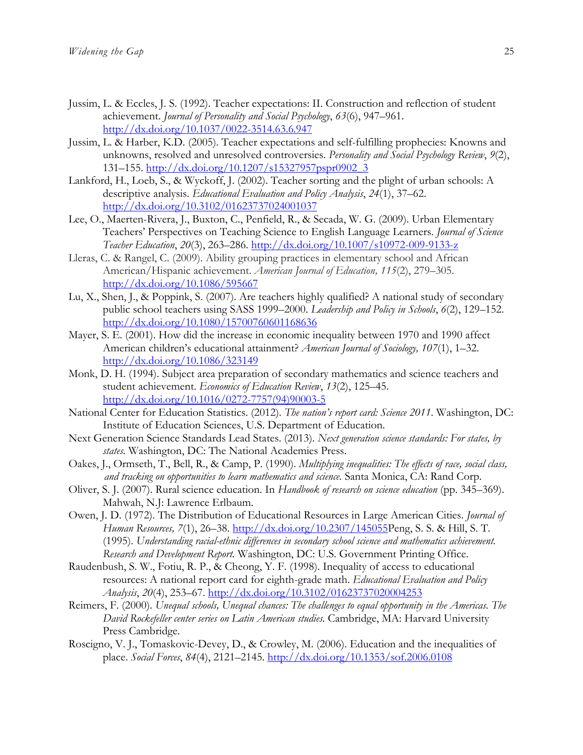Jussim, L. & Eccles, J. S. (1992). Teacher expectations: II. Construction and reflection of student achievement. *Journal of Personality and Social Psychology*, *63*(6), 947–961. http://dx.doi.org/10.1037/0022-3514.63.6.947

Jussim, L. & Harber, K.D. (2005). Teacher expectations and self-fulfilling prophecies: Knowns and unknowns, resolved and unresolved controversies. *Personality and Social Psychology Review*, *9*(2), 131–155. http://dx.doi.org/10.1207/s15327957pspr0902_3

Lankford, H., Loeb, S., & Wyckoff, J. (2002). Teacher sorting and the plight of urban schools: A descriptive analysis. *Educational Evaluation and Policy Analysis*, *24*(1), 37–62. http://dx.doi.org/10.3102/01623737024001037

Lee, O., Maerten-Rivera, J., Buxton, C., Penfield, R., & Secada, W. G. (2009). Urban Elementary Teachers' Perspectives on Teaching Science to English Language Learners. *Journal of Science Teacher Education*, *20*(3), 263–286. http://dx.doi.org/10.1007/s10972-009-9133-z

Lleras, C. & Rangel, C. (2009). Ability grouping practices in elementary school and African American/Hispanic achievement. *American Journal of Education, 115*(2), 279–305. http://dx.doi.org/10.1086/595667

Lu, X., Shen, J., & Poppink, S. (2007). Are teachers highly qualified? A national study of secondary public school teachers using SASS 1999–2000. *Leadership and Policy in Schools*, *6*(2), 129–152. http://dx.doi.org/10.1080/15700760601168636

Mayer, S. E. (2001). How did the increase in economic inequality between 1970 and 1990 affect American children's educational attainment? *American Journal of Sociology, 107*(1), 1–32. http://dx.doi.org/10.1086/323149

Monk, D. H. (1994). Subject area preparation of secondary mathematics and science teachers and student achievement. *Economics of Education Review*, *13*(2), 125–45. http://dx.doi.org/10.1016/0272-7757(94)90003-5

National Center for Education Statistics. (2012). *The nation's report card: Science 2011*. Washington, DC: Institute of Education Sciences, U.S. Department of Education.

Next Generation Science Standards Lead States. (2013). *Next generation science standards: For states, by states.* Washington, DC: The National Academies Press.

Oakes, J., Ormseth, T., Bell, R., & Camp, P. (1990). *Multiplying inequalities: The effects of race, social class, and tracking on opportunities to learn mathematics and science.* Santa Monica, CA: Rand Corp.

Oliver, S. J. (2007). Rural science education. In *Handbook of research on science education* (pp. 345–369). Mahwah, N.J: Lawrence Erlbaum.

Owen, J. D. (1972). The Distribution of Educational Resources in Large American Cities. *Journal of Human Resources, 7*(1), 26–38. http://dx.doi.org/10.2307/145055Peng, S. S. & Hill, S. T. (1995). *Understanding racial-ethnic differences in secondary school science and mathematics achievement. Research and Development Report.* Washington, DC: U.S. Government Printing Office.

Raudenbush, S. W., Fotiu, R. P., & Cheong, Y. F. (1998). Inequality of access to educational resources: A national report card for eighth-grade math. *Educational Evaluation and Policy Analysis*, *20*(4), 253–67. http://dx.doi.org/10.3102/01623737020004253

Reimers, F. (2000). *Unequal schools, Unequal chances: The challenges to equal opportunity in the Americas. The David Rockefeller center series on Latin American studies.* Cambridge, MA: Harvard University Press Cambridge.

Roscigno, V. J., Tomaskovic-Devey, D., & Crowley, M. (2006). Education and the inequalities of place. *Social Forces*, *84*(4), 2121–2145. http://dx.doi.org/10.1353/sof.2006.0108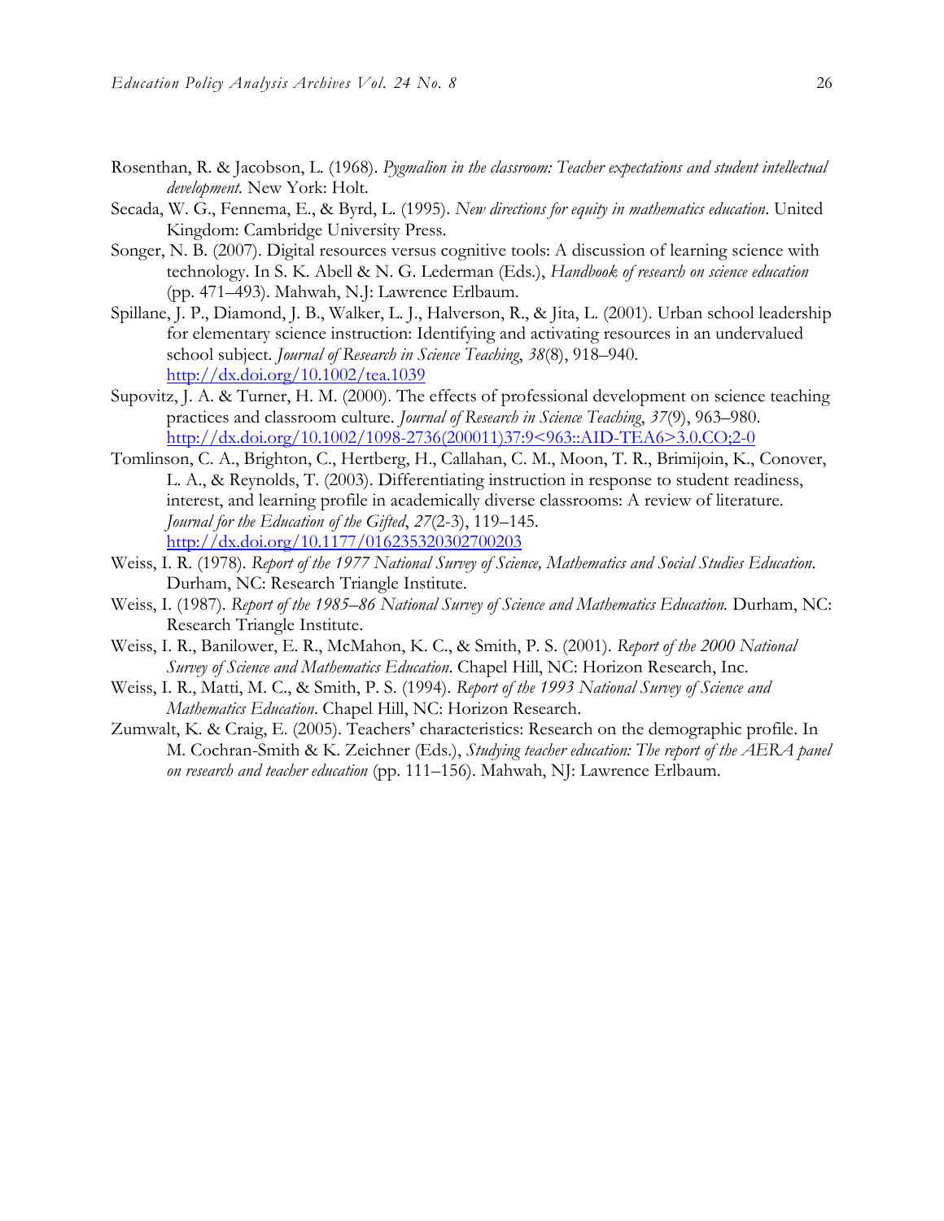Rosenthan, R. & Jacobson, L. (1968). *Pygmalion in the classroom: Teacher expectations and student intellectual development.* New York: Holt.

Secada, W. G., Fennema, E., & Byrd, L. (1995). *New directions for equity in mathematics education*. United Kingdom: Cambridge University Press.

Songer, N. B. (2007). Digital resources versus cognitive tools: A discussion of learning science with technology. In S. K. Abell & N. G. Lederman (Eds.), *Handbook of research on science education* (pp. 471–493). Mahwah, N.J: Lawrence Erlbaum.

Spillane, J. P., Diamond, J. B., Walker, L. J., Halverson, R., & Jita, L. (2001). Urban school leadership for elementary science instruction: Identifying and activating resources in an undervalued school subject. *Journal of Research in Science Teaching*, *38*(8), 918–940. http://dx.doi.org/10.1002/tea.1039

Supovitz, J. A. & Turner, H. M. (2000). The effects of professional development on science teaching practices and classroom culture. *Journal of Research in Science Teaching*, *37*(9), 963–980. http://dx.doi.org/10.1002/1098-2736(200011)37:9<963::AID-TEA6>3.0.CO;2-0

Tomlinson, C. A., Brighton, C., Hertberg, H., Callahan, C. M., Moon, T. R., Brimijoin, K., Conover, L. A., & Reynolds, T. (2003). Differentiating instruction in response to student readiness, interest, and learning profile in academically diverse classrooms: A review of literature. *Journal for the Education of the Gifted*, *27*(2-3), 119–145. http://dx.doi.org/10.1177/016235320302700203

Weiss, I. R. (1978). *Report of the 1977 National Survey of Science, Mathematics and Social Studies Education*. Durham, NC: Research Triangle Institute.

Weiss, I. (1987). *Report of the 1985–86 National Survey of Science and Mathematics Education.* Durham, NC: Research Triangle Institute.

Weiss, I. R., Banilower, E. R., McMahon, K. C., & Smith, P. S. (2001). *Report of the 2000 National Survey of Science and Mathematics Education*. Chapel Hill, NC: Horizon Research, Inc.

Weiss, I. R., Matti, M. C., & Smith, P. S. (1994). *Report of the 1993 National Survey of Science and Mathematics Education*. Chapel Hill, NC: Horizon Research.

Zumwalt, K. & Craig, E. (2005). Teachers' characteristics: Research on the demographic profile. In M. Cochran-Smith & K. Zeichner (Eds.), *Studying teacher education: The report of the AERA panel on research and teacher education* (pp. 111–156). Mahwah, NJ: Lawrence Erlbaum.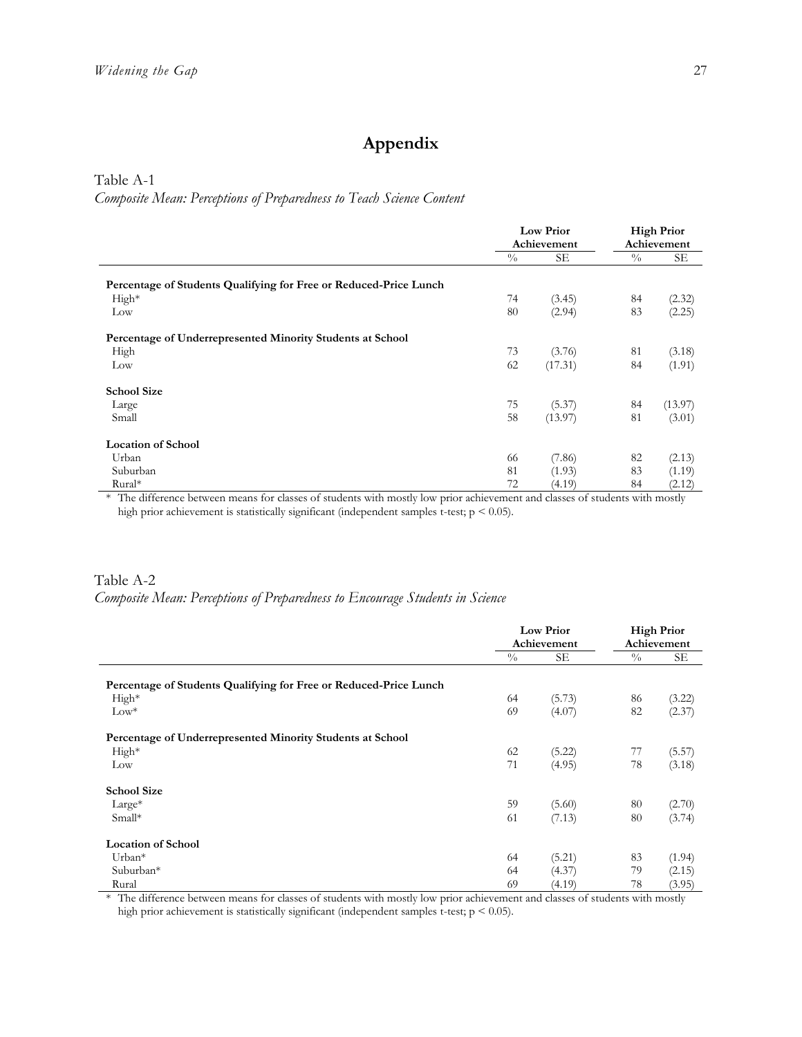# Appendix

Table A-1

*Composite Mean: Perceptions of Preparedness to Teach Science Content*

| | Low Prior Achievement | | High Prior Achievement | |
|---|---|---|---|---|
| | % | SE | % | SE |
| **Percentage of Students Qualifying for Free or Reduced-Price Lunch** | | | | |
| High* | 74 | (3.45) | 84 | (2.32) |
| Low | 80 | (2.94) | 83 | (2.25) |
| **Percentage of Underrepresented Minority Students at School** | | | | |
| High | 73 | (3.76) | 81 | (3.18) |
| Low | 62 | (17.31) | 84 | (1.91) |
| **School Size** | | | | |
| Large | 75 | (5.37) | 84 | (13.97) |
| Small | 58 | (13.97) | 81 | (3.01) |
| **Location of School** | | | | |
| Urban | 66 | (7.86) | 82 | (2.13) |
| Suburban | 81 | (1.93) | 83 | (1.19) |
| Rural* | 72 | (4.19) | 84 | (2.12) |

\* The difference between means for classes of students with mostly low prior achievement and classes of students with mostly high prior achievement is statistically significant (independent samples t-test; $p < 0.05$).

Table A-2

*Composite Mean: Perceptions of Preparedness to Encourage Students in Science*

| | Low Prior Achievement | | High Prior Achievement | |
|---|---|---|---|---|
| | % | SE | % | SE |
| **Percentage of Students Qualifying for Free or Reduced-Price Lunch** | | | | |
| High* | 64 | (5.73) | 86 | (3.22) |
| Low* | 69 | (4.07) | 82 | (2.37) |
| **Percentage of Underrepresented Minority Students at School** | | | | |
| High* | 62 | (5.22) | 77 | (5.57) |
| Low | 71 | (4.95) | 78 | (3.18) |
| **School Size** | | | | |
| Large* | 59 | (5.60) | 80 | (2.70) |
| Small* | 61 | (7.13) | 80 | (3.74) |
| **Location of School** | | | | |
| Urban* | 64 | (5.21) | 83 | (1.94) |
| Suburban* | 64 | (4.37) | 79 | (2.15) |
| Rural | 69 | (4.19) | 78 | (3.95) |

\* The difference between means for classes of students with mostly low prior achievement and classes of students with mostly high prior achievement is statistically significant (independent samples t-test; $p < 0.05$).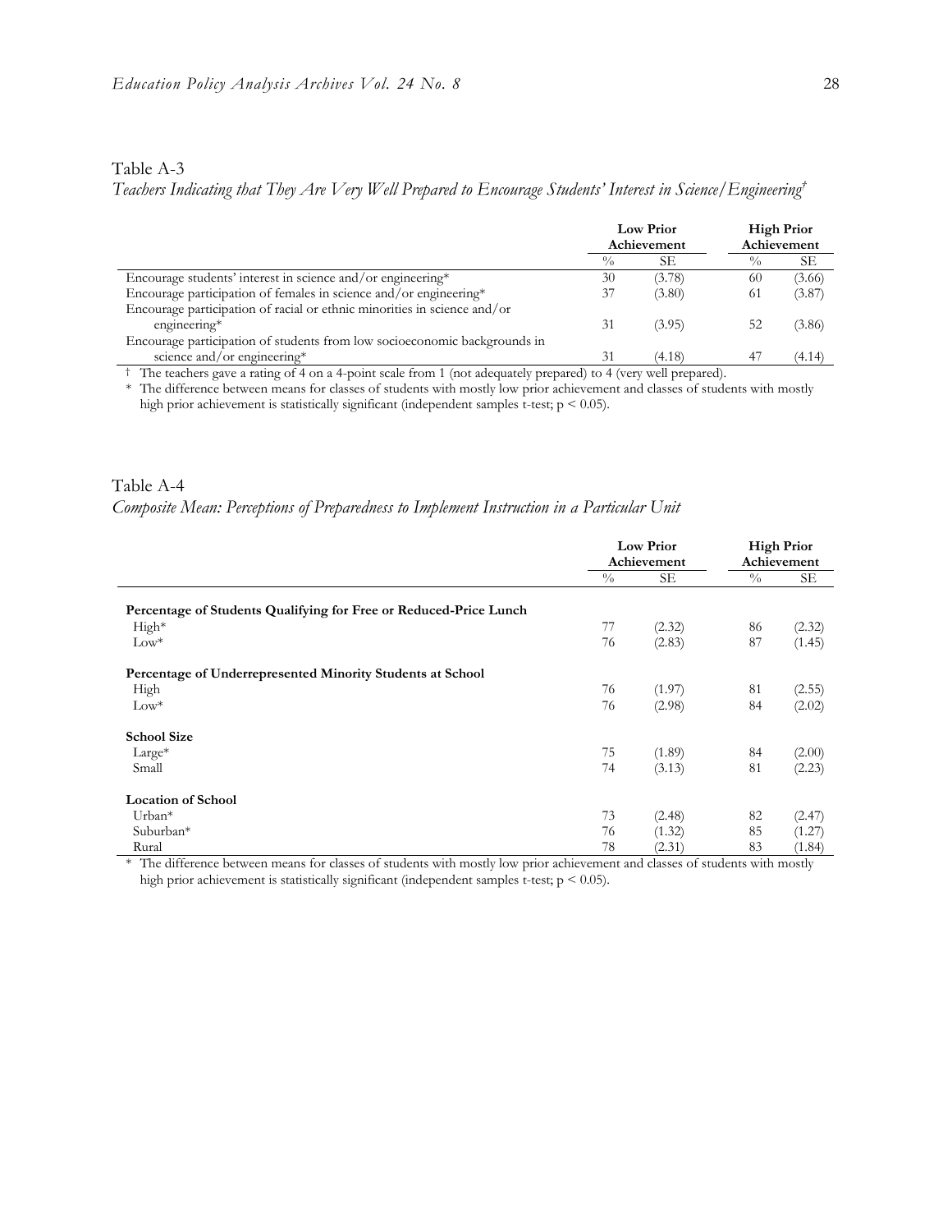Table A-3

*Teachers Indicating that They Are Very Well Prepared to Encourage Students' Interest in Science/Engineering*†

| | Low Prior Achievement | | High Prior Achievement | |
|---|---|---|---|---|
| | % | SE | % | SE |
| Encourage students' interest in science and/or engineering* | 30 | (3.78) | 60 | (3.66) |
| Encourage participation of females in science and/or engineering* | 37 | (3.80) | 61 | (3.87) |
| Encourage participation of racial or ethnic minorities in science and/or engineering* | 31 | (3.95) | 52 | (3.86) |
| Encourage participation of students from low socioeconomic backgrounds in science and/or engineering* | 31 | (4.18) | 47 | (4.14) |

† The teachers gave a rating of 4 on a 4-point scale from 1 (not adequately prepared) to 4 (very well prepared).

\* The difference between means for classes of students with mostly low prior achievement and classes of students with mostly high prior achievement is statistically significant (independent samples t-test; $p < 0.05$).

Table A-4

*Composite Mean: Perceptions of Preparedness to Implement Instruction in a Particular Unit*

| | Low Prior Achievement | | High Prior Achievement | |
|---|---|---|---|---|
| | % | SE | % | SE |
| **Percentage of Students Qualifying for Free or Reduced-Price Lunch** | | | | |
| High* | 77 | (2.32) | 86 | (2.32) |
| Low* | 76 | (2.83) | 87 | (1.45) |
| **Percentage of Underrepresented Minority Students at School** | | | | |
| High | 76 | (1.97) | 81 | (2.55) |
| Low* | 76 | (2.98) | 84 | (2.02) |
| **School Size** | | | | |
| Large* | 75 | (1.89) | 84 | (2.00) |
| Small | 74 | (3.13) | 81 | (2.23) |
| **Location of School** | | | | |
| Urban* | 73 | (2.48) | 82 | (2.47) |
| Suburban* | 76 | (1.32) | 85 | (1.27) |
| Rural | 78 | (2.31) | 83 | (1.84) |

\* The difference between means for classes of students with mostly low prior achievement and classes of students with mostly high prior achievement is statistically significant (independent samples t-test; $p < 0.05$).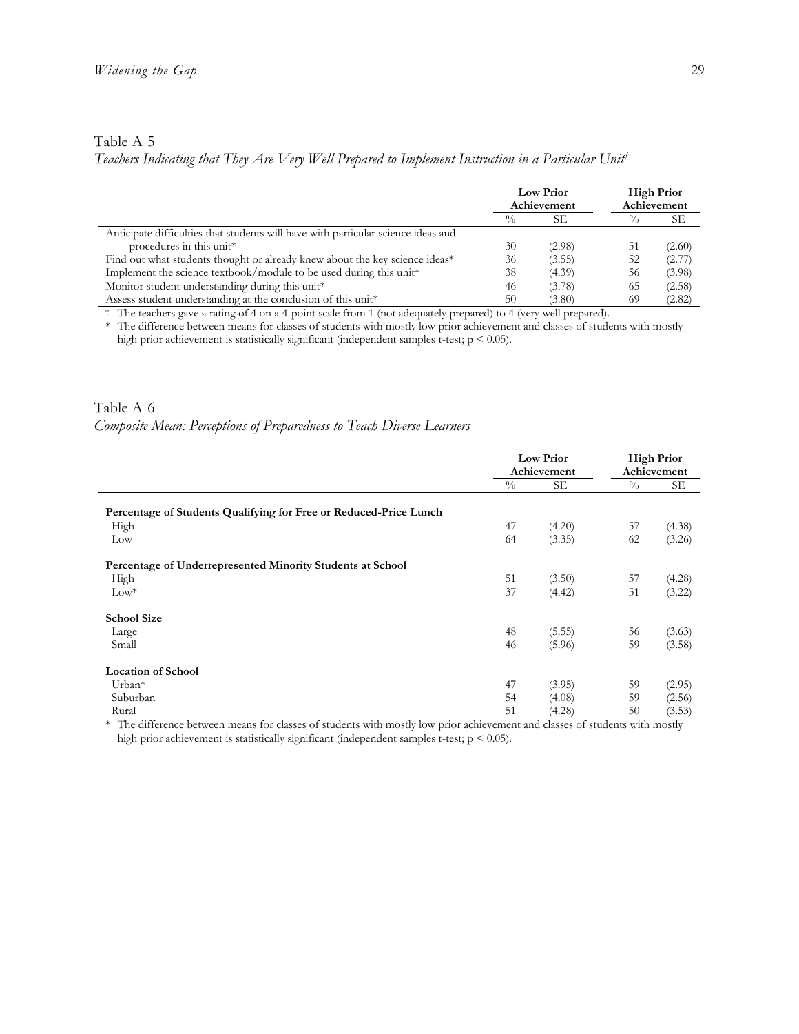Table A-5

*Teachers Indicating that They Are Very Well Prepared to Implement Instruction in a Particular Unit*†

| | Low Prior Achievement | | High Prior Achievement | |
|---|---|---|---|---|
| | % | SE | % | SE |
| Anticipate difficulties that students will have with particular science ideas and procedures in this unit* | 30 | (2.98) | 51 | (2.60) |
| Find out what students thought or already knew about the key science ideas* | 36 | (3.55) | 52 | (2.77) |
| Implement the science textbook/module to be used during this unit* | 38 | (4.39) | 56 | (3.98) |
| Monitor student understanding during this unit* | 46 | (3.78) | 65 | (2.58) |
| Assess student understanding at the conclusion of this unit* | 50 | (3.80) | 69 | (2.82) |

† The teachers gave a rating of 4 on a 4-point scale from 1 (not adequately prepared) to 4 (very well prepared).

* The difference between means for classes of students with mostly low prior achievement and classes of students with mostly high prior achievement is statistically significant (independent samples t-test; $p < 0.05$).

Table A-6

*Composite Mean: Perceptions of Preparedness to Teach Diverse Learners*

| | Low Prior Achievement | | High Prior Achievement | |
|---|---|---|---|---|
| | % | SE | % | SE |
| **Percentage of Students Qualifying for Free or Reduced-Price Lunch** | | | | |
| High | 47 | (4.20) | 57 | (4.38) |
| Low | 64 | (3.35) | 62 | (3.26) |
| **Percentage of Underrepresented Minority Students at School** | | | | |
| High | 51 | (3.50) | 57 | (4.28) |
| Low* | 37 | (4.42) | 51 | (3.22) |
| **School Size** | | | | |
| Large | 48 | (5.55) | 56 | (3.63) |
| Small | 46 | (5.96) | 59 | (3.58) |
| **Location of School** | | | | |
| Urban* | 47 | (3.95) | 59 | (2.95) |
| Suburban | 54 | (4.08) | 59 | (2.56) |
| Rural | 51 | (4.28) | 50 | (3.53) |

* The difference between means for classes of students with mostly low prior achievement and classes of students with mostly high prior achievement is statistically significant (independent samples t-test; $p < 0.05$).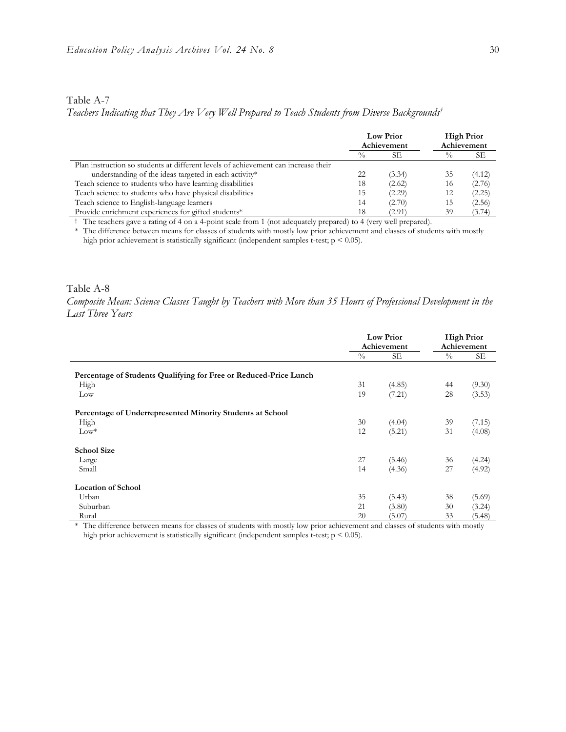Table A-7

*Teachers Indicating that They Are Very Well Prepared to Teach Students from Diverse Backgrounds†*

| | Low Prior Achievement | | High Prior Achievement | |
|---|---|---|---|---|
| | % | SE | % | SE |
| Plan instruction so students at different levels of achievement can increase their understanding of the ideas targeted in each activity* | 22 | (3.34) | 35 | (4.12) |
| Teach science to students who have learning disabilities | 18 | (2.62) | 16 | (2.76) |
| Teach science to students who have physical disabilities | 15 | (2.29) | 12 | (2.25) |
| Teach science to English-language learners | 14 | (2.70) | 15 | (2.56) |
| Provide enrichment experiences for gifted students* | 18 | (2.91) | 39 | (3.74) |

† The teachers gave a rating of 4 on a 4-point scale from 1 (not adequately prepared) to 4 (very well prepared).

* The difference between means for classes of students with mostly low prior achievement and classes of students with mostly high prior achievement is statistically significant (independent samples t-test; $p < 0.05$).

Table A-8

*Composite Mean: Science Classes Taught by Teachers with More than 35 Hours of Professional Development in the Last Three Years*

| | Low Prior Achievement | | High Prior Achievement | |
|---|---|---|---|---|
| | % | SE | % | SE |
| **Percentage of Students Qualifying for Free or Reduced-Price Lunch** | | | | |
| High | 31 | (4.85) | 44 | (9.30) |
| Low | 19 | (7.21) | 28 | (3.53) |
| **Percentage of Underrepresented Minority Students at School** | | | | |
| High | 30 | (4.04) | 39 | (7.15) |
| Low* | 12 | (5.21) | 31 | (4.08) |
| **School Size** | | | | |
| Large | 27 | (5.46) | 36 | (4.24) |
| Small | 14 | (4.36) | 27 | (4.92) |
| **Location of School** | | | | |
| Urban | 35 | (5.43) | 38 | (5.69) |
| Suburban | 21 | (3.80) | 30 | (3.24) |
| Rural | 20 | (5.07) | 33 | (5.48) |

* The difference between means for classes of students with mostly low prior achievement and classes of students with mostly high prior achievement is statistically significant (independent samples t-test; $p < 0.05$).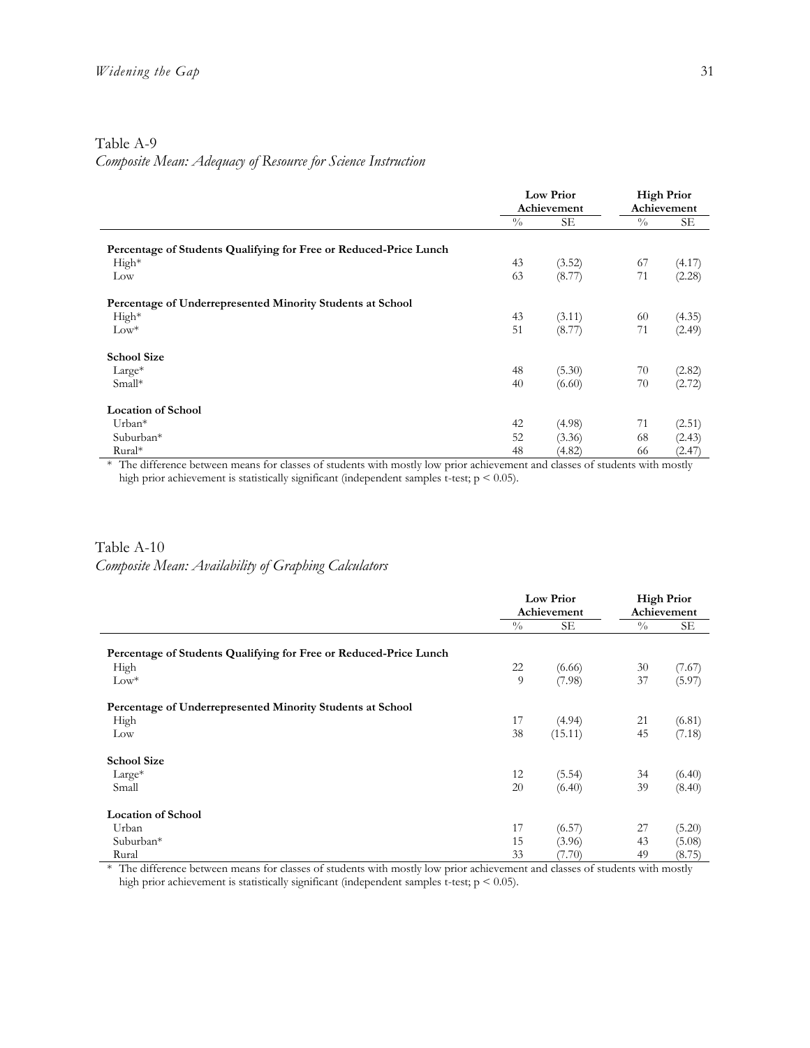Table A-9

*Composite Mean: Adequacy of Resource for Science Instruction*

| | Low Prior Achievement | | High Prior Achievement | |
|---|---|---|---|---|
| | % | SE | % | SE |
| **Percentage of Students Qualifying for Free or Reduced-Price Lunch** | | | | |
| High* | 43 | (3.52) | 67 | (4.17) |
| Low | 63 | (8.77) | 71 | (2.28) |
| **Percentage of Underrepresented Minority Students at School** | | | | |
| High* | 43 | (3.11) | 60 | (4.35) |
| Low* | 51 | (8.77) | 71 | (2.49) |
| **School Size** | | | | |
| Large* | 48 | (5.30) | 70 | (2.82) |
| Small* | 40 | (6.60) | 70 | (2.72) |
| **Location of School** | | | | |
| Urban* | 42 | (4.98) | 71 | (2.51) |
| Suburban* | 52 | (3.36) | 68 | (2.43) |
| Rural* | 48 | (4.82) | 66 | (2.47) |

* The difference between means for classes of students with mostly low prior achievement and classes of students with mostly high prior achievement is statistically significant (independent samples t-test; $p < 0.05$).

Table A-10

*Composite Mean: Availability of Graphing Calculators*

| | Low Prior Achievement | | High Prior Achievement | |
|---|---|---|---|---|
| | % | SE | % | SE |
| **Percentage of Students Qualifying for Free or Reduced-Price Lunch** | | | | |
| High | 22 | (6.66) | 30 | (7.67) |
| Low* | 9 | (7.98) | 37 | (5.97) |
| **Percentage of Underrepresented Minority Students at School** | | | | |
| High | 17 | (4.94) | 21 | (6.81) |
| Low | 38 | (15.11) | 45 | (7.18) |
| **School Size** | | | | |
| Large* | 12 | (5.54) | 34 | (6.40) |
| Small | 20 | (6.40) | 39 | (8.40) |
| **Location of School** | | | | |
| Urban | 17 | (6.57) | 27 | (5.20) |
| Suburban* | 15 | (3.96) | 43 | (5.08) |
| Rural | 33 | (7.70) | 49 | (8.75) |

* The difference between means for classes of students with mostly low prior achievement and classes of students with mostly high prior achievement is statistically significant (independent samples t-test; $p < 0.05$).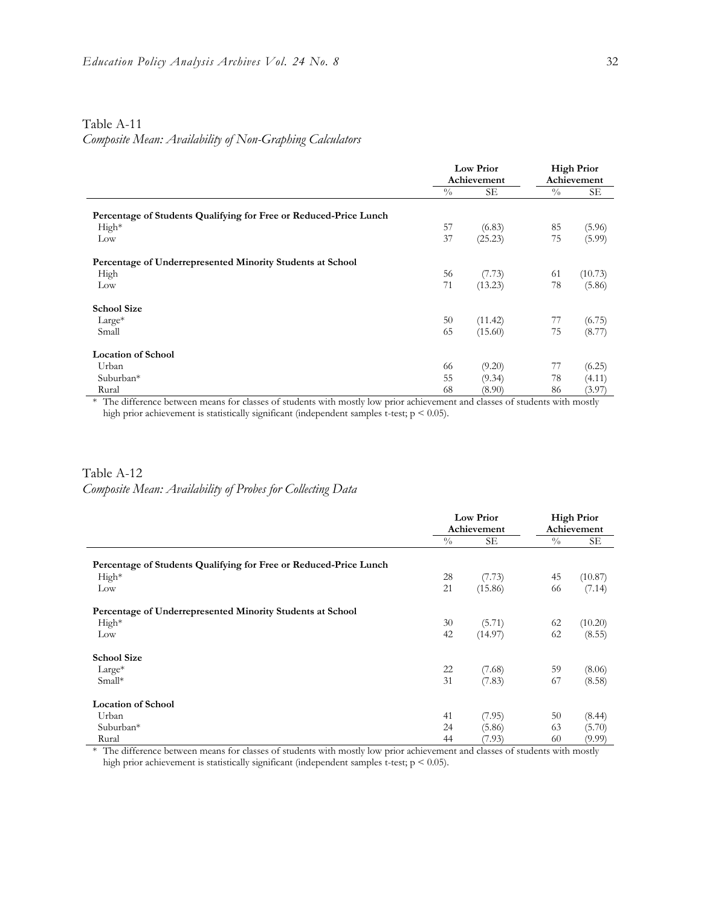Table A-11

*Composite Mean: Availability of Non-Graphing Calculators*

| | Low Prior Achievement | | High Prior Achievement | |
|---|---|---|---|---|
| | % | SE | % | SE |
| **Percentage of Students Qualifying for Free or Reduced-Price Lunch** | | | | |
| High* | 57 | (6.83) | 85 | (5.96) |
| Low | 37 | (25.23) | 75 | (5.99) |
| **Percentage of Underrepresented Minority Students at School** | | | | |
| High | 56 | (7.73) | 61 | (10.73) |
| Low | 71 | (13.23) | 78 | (5.86) |
| **School Size** | | | | |
| Large* | 50 | (11.42) | 77 | (6.75) |
| Small | 65 | (15.60) | 75 | (8.77) |
| **Location of School** | | | | |
| Urban | 66 | (9.20) | 77 | (6.25) |
| Suburban* | 55 | (9.34) | 78 | (4.11) |
| Rural | 68 | (8.90) | 86 | (3.97) |

\* The difference between means for classes of students with mostly low prior achievement and classes of students with mostly high prior achievement is statistically significant (independent samples t-test; $p < 0.05$).

Table A-12

*Composite Mean: Availability of Probes for Collecting Data*

| | Low Prior Achievement | | High Prior Achievement | |
|---|---|---|---|---|
| | % | SE | % | SE |
| **Percentage of Students Qualifying for Free or Reduced-Price Lunch** | | | | |
| High* | 28 | (7.73) | 45 | (10.87) |
| Low | 21 | (15.86) | 66 | (7.14) |
| **Percentage of Underrepresented Minority Students at School** | | | | |
| High* | 30 | (5.71) | 62 | (10.20) |
| Low | 42 | (14.97) | 62 | (8.55) |
| **School Size** | | | | |
| Large* | 22 | (7.68) | 59 | (8.06) |
| Small* | 31 | (7.83) | 67 | (8.58) |
| **Location of School** | | | | |
| Urban | 41 | (7.95) | 50 | (8.44) |
| Suburban* | 24 | (5.86) | 63 | (5.70) |
| Rural | 44 | (7.93) | 60 | (9.99) |

\* The difference between means for classes of students with mostly low prior achievement and classes of students with mostly high prior achievement is statistically significant (independent samples t-test; $p < 0.05$).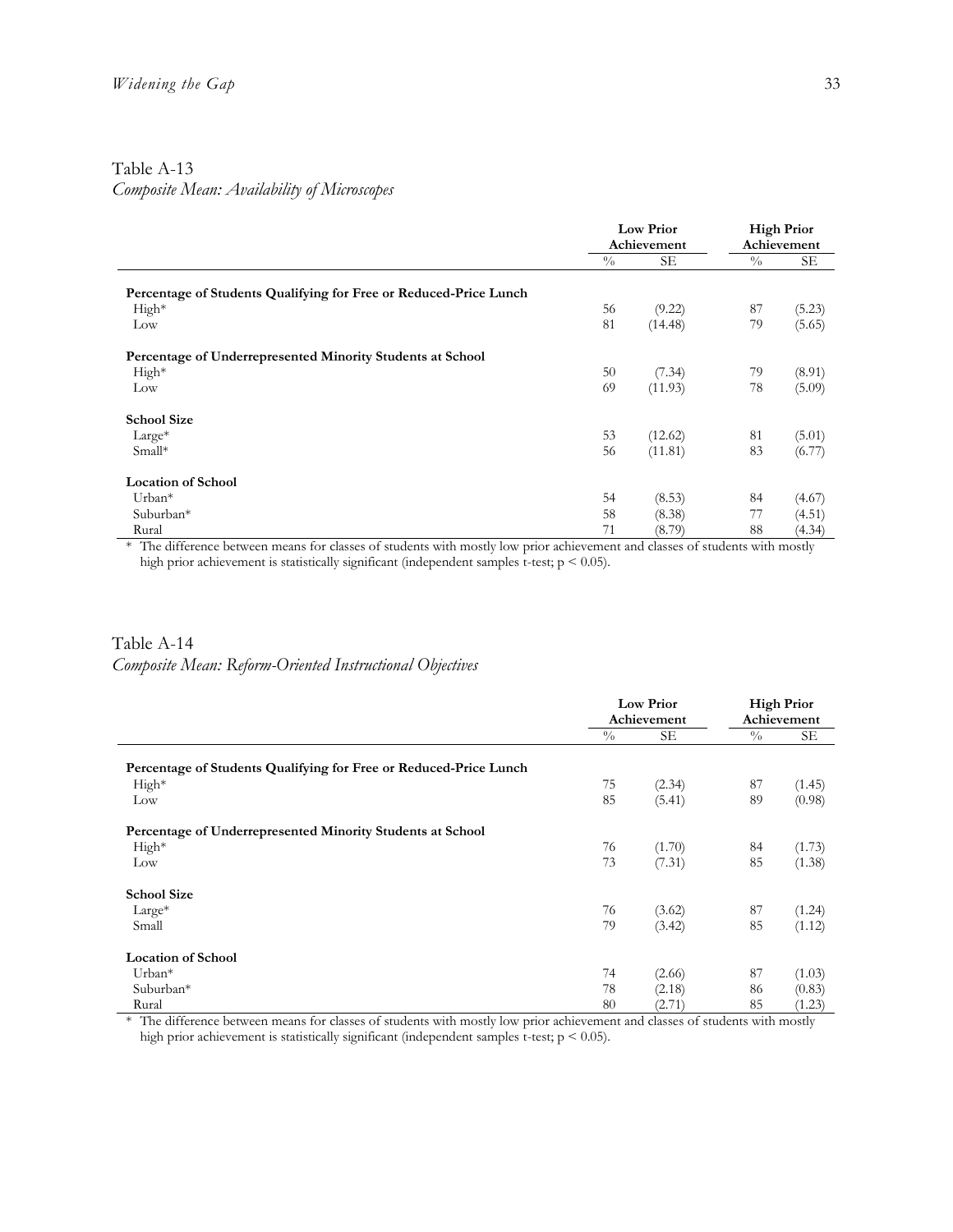Table A-13

*Composite Mean: Availability of Microscopes*

| | Low Prior Achievement | | High Prior Achievement | |
|---|---|---|---|---|
| | % | SE | % | SE |
| **Percentage of Students Qualifying for Free or Reduced-Price Lunch** | | | | |
| High* | 56 | (9.22) | 87 | (5.23) |
| Low | 81 | (14.48) | 79 | (5.65) |
| **Percentage of Underrepresented Minority Students at School** | | | | |
| High* | 50 | (7.34) | 79 | (8.91) |
| Low | 69 | (11.93) | 78 | (5.09) |
| **School Size** | | | | |
| Large* | 53 | (12.62) | 81 | (5.01) |
| Small* | 56 | (11.81) | 83 | (6.77) |
| **Location of School** | | | | |
| Urban* | 54 | (8.53) | 84 | (4.67) |
| Suburban* | 58 | (8.38) | 77 | (4.51) |
| Rural | 71 | (8.79) | 88 | (4.34) |

* The difference between means for classes of students with mostly low prior achievement and classes of students with mostly high prior achievement is statistically significant (independent samples t-test; $p < 0.05$).

Table A-14

*Composite Mean: Reform-Oriented Instructional Objectives*

| | Low Prior Achievement | | High Prior Achievement | |
|---|---|---|---|---|
| | % | SE | % | SE |
| **Percentage of Students Qualifying for Free or Reduced-Price Lunch** | | | | |
| High* | 75 | (2.34) | 87 | (1.45) |
| Low | 85 | (5.41) | 89 | (0.98) |
| **Percentage of Underrepresented Minority Students at School** | | | | |
| High* | 76 | (1.70) | 84 | (1.73) |
| Low | 73 | (7.31) | 85 | (1.38) |
| **School Size** | | | | |
| Large* | 76 | (3.62) | 87 | (1.24) |
| Small | 79 | (3.42) | 85 | (1.12) |
| **Location of School** | | | | |
| Urban* | 74 | (2.66) | 87 | (1.03) |
| Suburban* | 78 | (2.18) | 86 | (0.83) |
| Rural | 80 | (2.71) | 85 | (1.23) |

* The difference between means for classes of students with mostly low prior achievement and classes of students with mostly high prior achievement is statistically significant (independent samples t-test; $p < 0.05$).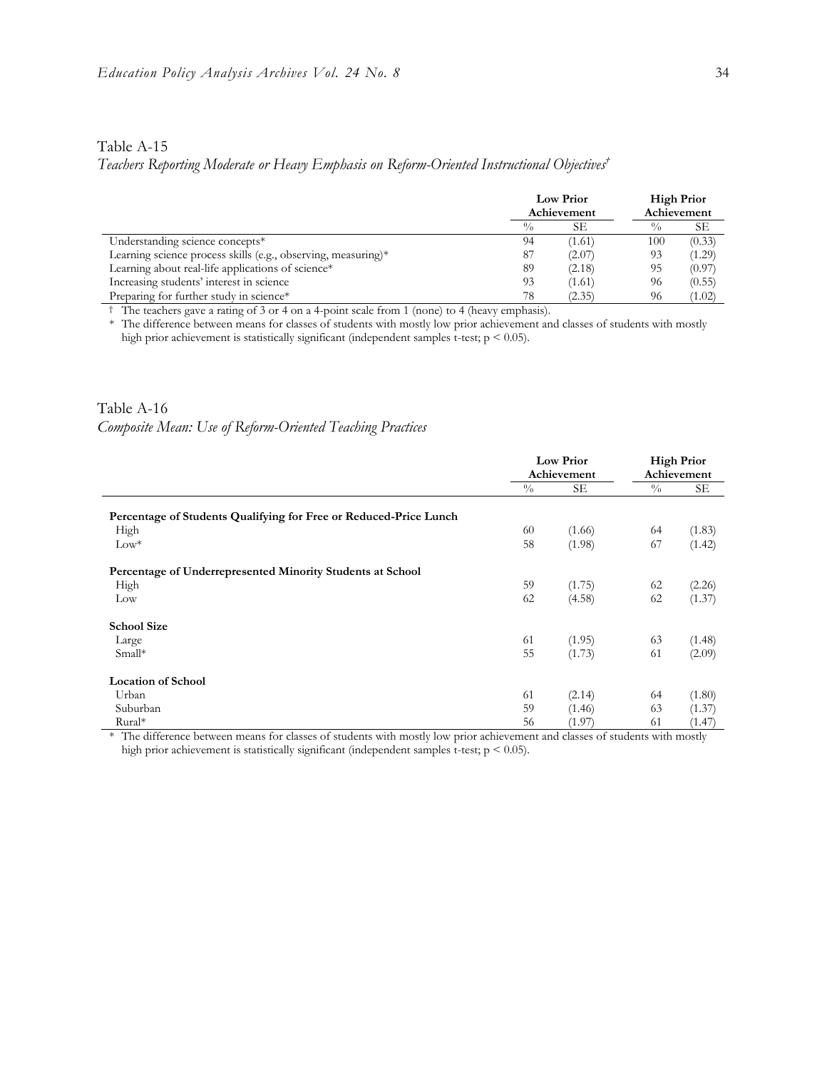Table A-15

*Teachers Reporting Moderate or Heavy Emphasis on Reform-Oriented Instructional Objectives*†

| | Low Prior Achievement | | High Prior Achievement | |
|---|---|---|---|---|
| | % | SE | % | SE |
| Understanding science concepts* | 94 | (1.61) | 100 | (0.33) |
| Learning science process skills (e.g., observing, measuring)* | 87 | (2.07) | 93 | (1.29) |
| Learning about real-life applications of science* | 89 | (2.18) | 95 | (0.97) |
| Increasing students' interest in science | 93 | (1.61) | 96 | (0.55) |
| Preparing for further study in science* | 78 | (2.35) | 96 | (1.02) |

† The teachers gave a rating of 3 or 4 on a 4-point scale from 1 (none) to 4 (heavy emphasis).

* The difference between means for classes of students with mostly low prior achievement and classes of students with mostly high prior achievement is statistically significant (independent samples t-test; $p < 0.05$).

Table A-16

*Composite Mean: Use of Reform-Oriented Teaching Practices*

| | Low Prior Achievement | | High Prior Achievement | |
|---|---|---|---|---|
| | % | SE | % | SE |
| **Percentage of Students Qualifying for Free or Reduced-Price Lunch** | | | | |
| High | 60 | (1.66) | 64 | (1.83) |
| Low* | 58 | (1.98) | 67 | (1.42) |
| **Percentage of Underrepresented Minority Students at School** | | | | |
| High | 59 | (1.75) | 62 | (2.26) |
| Low | 62 | (4.58) | 62 | (1.37) |
| **School Size** | | | | |
| Large | 61 | (1.95) | 63 | (1.48) |
| Small* | 55 | (1.73) | 61 | (2.09) |
| **Location of School** | | | | |
| Urban | 61 | (2.14) | 64 | (1.80) |
| Suburban | 59 | (1.46) | 63 | (1.37) |
| Rural* | 56 | (1.97) | 61 | (1.47) |

* The difference between means for classes of students with mostly low prior achievement and classes of students with mostly high prior achievement is statistically significant (independent samples t-test; $p < 0.05$).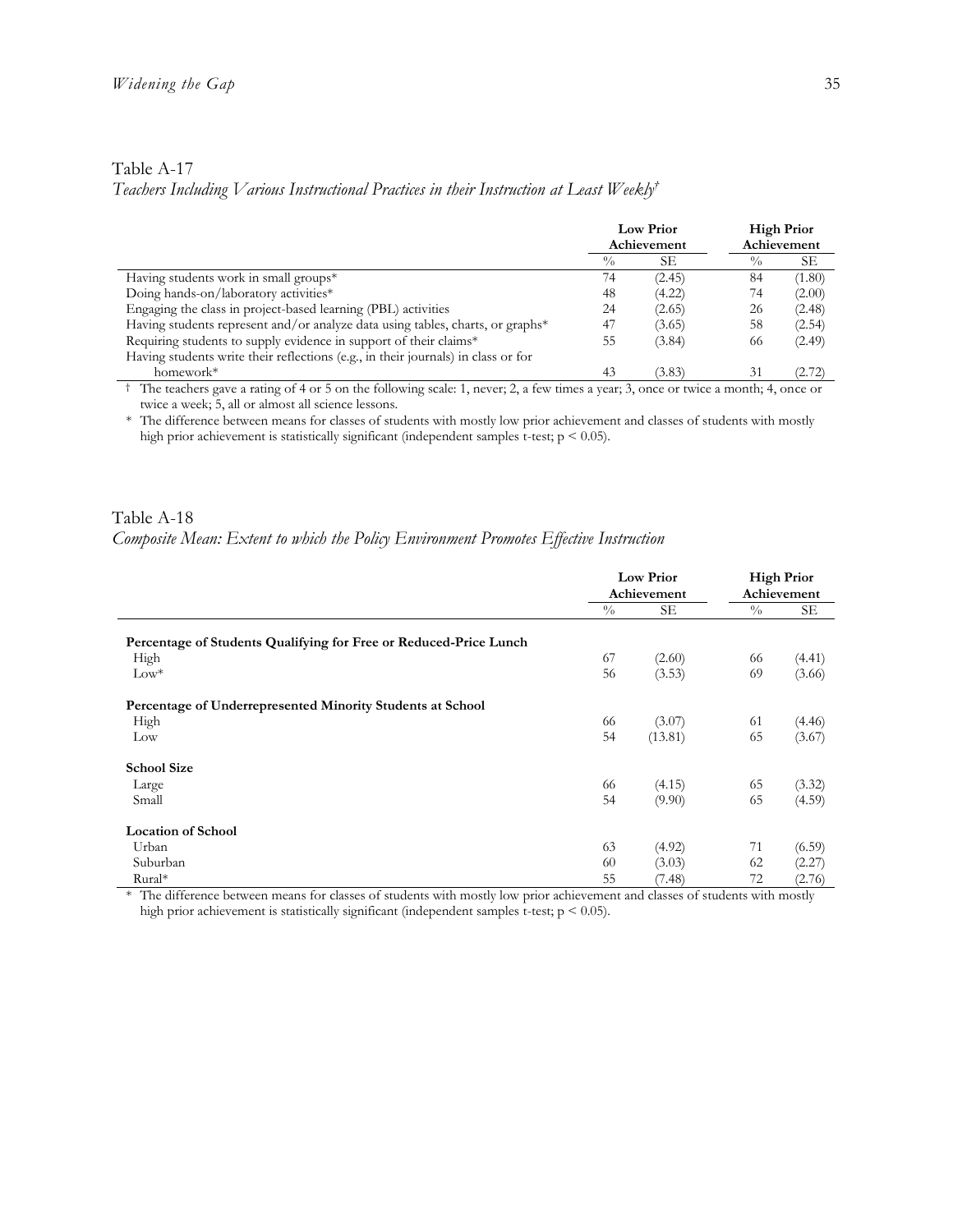Table A-17

*Teachers Including Various Instructional Practices in their Instruction at Least Weekly*†

| | Low Prior Achievement | | High Prior Achievement | |
|---|---|---|---|---|
| | % | SE | % | SE |
| Having students work in small groups* | 74 | (2.45) | 84 | (1.80) |
| Doing hands-on/laboratory activities* | 48 | (4.22) | 74 | (2.00) |
| Engaging the class in project-based learning (PBL) activities | 24 | (2.65) | 26 | (2.48) |
| Having students represent and/or analyze data using tables, charts, or graphs* | 47 | (3.65) | 58 | (2.54) |
| Requiring students to supply evidence in support of their claims* | 55 | (3.84) | 66 | (2.49) |
| Having students write their reflections (e.g., in their journals) in class or for homework* | 43 | (3.83) | 31 | (2.72) |

† The teachers gave a rating of 4 or 5 on the following scale: 1, never; 2, a few times a year; 3, once or twice a month; 4, once or twice a week; 5, all or almost all science lessons.

* The difference between means for classes of students with mostly low prior achievement and classes of students with mostly high prior achievement is statistically significant (independent samples t-test; $p < 0.05$).

Table A-18

*Composite Mean: Extent to which the Policy Environment Promotes Effective Instruction*

| | Low Prior Achievement | | High Prior Achievement | |
|---|---|---|---|---|
| | % | SE | % | SE |
| **Percentage of Students Qualifying for Free or Reduced-Price Lunch** | | | | |
| High | 67 | (2.60) | 66 | (4.41) |
| Low* | 56 | (3.53) | 69 | (3.66) |
| **Percentage of Underrepresented Minority Students at School** | | | | |
| High | 66 | (3.07) | 61 | (4.46) |
| Low | 54 | (13.81) | 65 | (3.67) |
| **School Size** | | | | |
| Large | 66 | (4.15) | 65 | (3.32) |
| Small | 54 | (9.90) | 65 | (4.59) |
| **Location of School** | | | | |
| Urban | 63 | (4.92) | 71 | (6.59) |
| Suburban | 60 | (3.03) | 62 | (2.27) |
| Rural* | 55 | (7.48) | 72 | (2.76) |

* The difference between means for classes of students with mostly low prior achievement and classes of students with mostly high prior achievement is statistically significant (independent samples t-test; $p < 0.05$).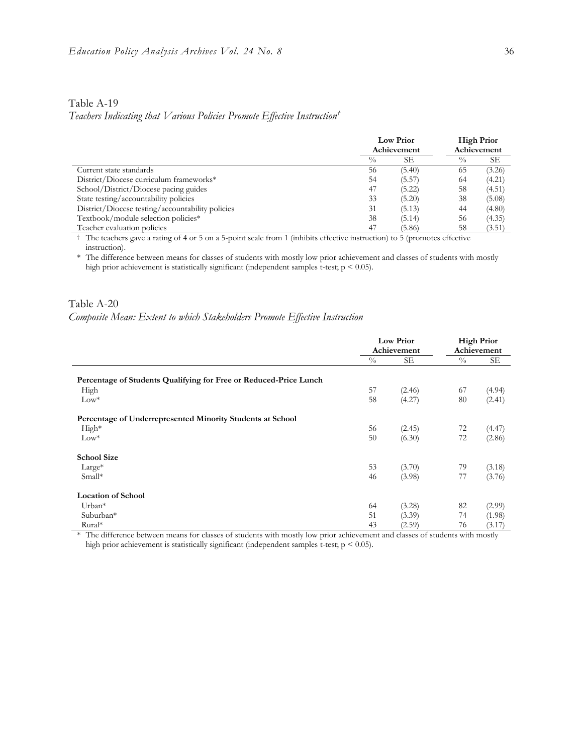Table A-19

*Teachers Indicating that Various Policies Promote Effective Instruction*†

| | Low Prior Achievement | | High Prior Achievement | |
|---|---|---|---|---|
| | % | SE | % | SE |
| Current state standards | 56 | (5.40) | 65 | (3.26) |
| District/Diocese curriculum frameworks* | 54 | (5.57) | 64 | (4.21) |
| School/District/Diocese pacing guides | 47 | (5.22) | 58 | (4.51) |
| State testing/accountability policies | 33 | (5.20) | 38 | (5.08) |
| District/Diocese testing/accountability policies | 31 | (5.13) | 44 | (4.80) |
| Textbook/module selection policies* | 38 | (5.14) | 56 | (4.35) |
| Teacher evaluation policies | 47 | (5.86) | 58 | (3.51) |

† The teachers gave a rating of 4 or 5 on a 5-point scale from 1 (inhibits effective instruction) to 5 (promotes effective instruction).

* The difference between means for classes of students with mostly low prior achievement and classes of students with mostly high prior achievement is statistically significant (independent samples t-test; $p < 0.05$).

Table A-20

*Composite Mean: Extent to which Stakeholders Promote Effective Instruction*

| | Low Prior Achievement | | High Prior Achievement | |
|---|---|---|---|---|
| | % | SE | % | SE |
| **Percentage of Students Qualifying for Free or Reduced-Price Lunch** | | | | |
| High | 57 | (2.46) | 67 | (4.94) |
| Low* | 58 | (4.27) | 80 | (2.41) |
| **Percentage of Underrepresented Minority Students at School** | | | | |
| High* | 56 | (2.45) | 72 | (4.47) |
| Low* | 50 | (6.30) | 72 | (2.86) |
| **School Size** | | | | |
| Large* | 53 | (3.70) | 79 | (3.18) |
| Small* | 46 | (3.98) | 77 | (3.76) |
| **Location of School** | | | | |
| Urban* | 64 | (3.28) | 82 | (2.99) |
| Suburban* | 51 | (3.39) | 74 | (1.98) |
| Rural* | 43 | (2.59) | 76 | (3.17) |

* The difference between means for classes of students with mostly low prior achievement and classes of students with mostly high prior achievement is statistically significant (independent samples t-test; $p < 0.05$).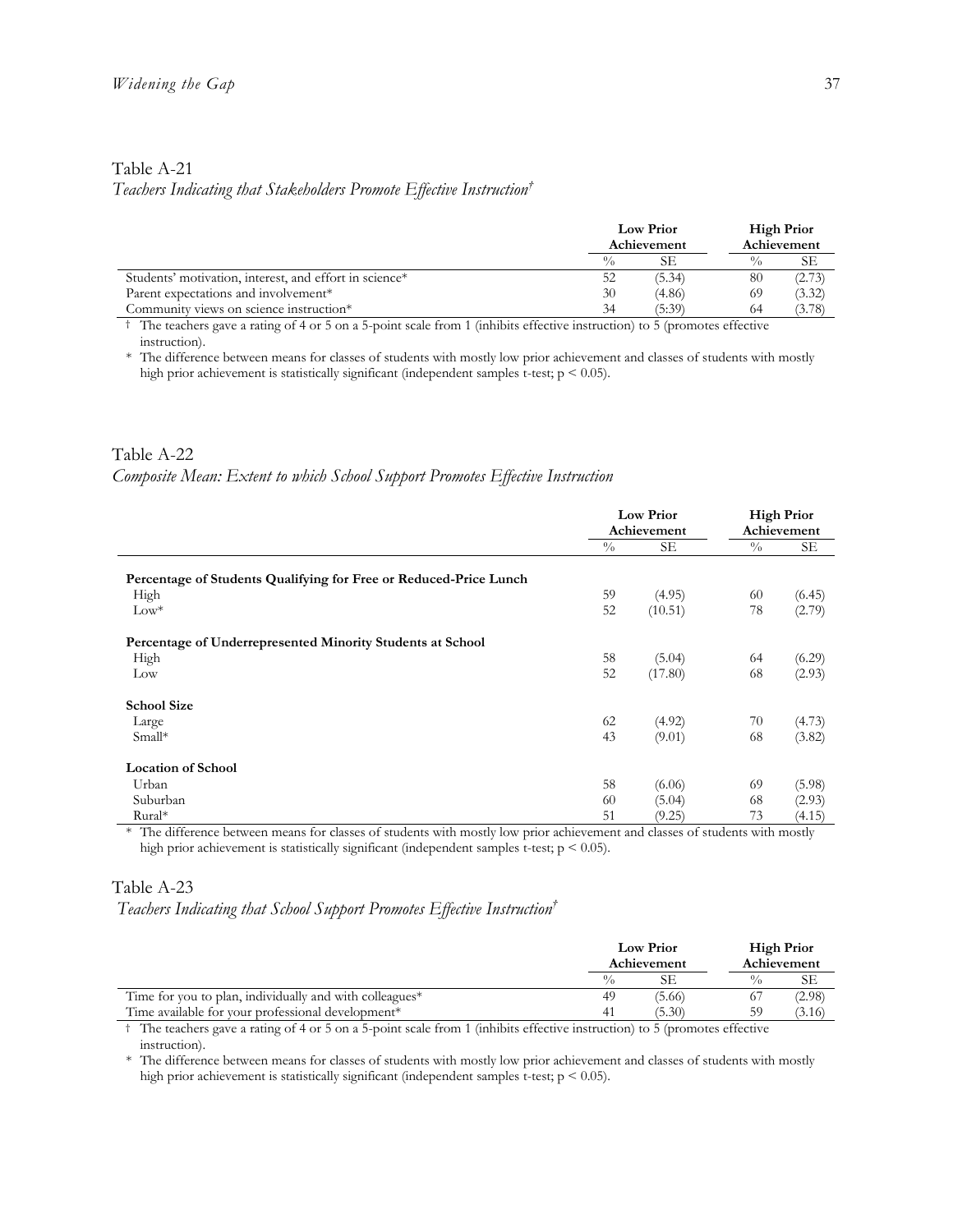Table A-21

*Teachers Indicating that Stakeholders Promote Effective Instruction*†

| | Low Prior Achievement | | High Prior Achievement | |
|---|---|---|---|---|
| | % | SE | % | SE |
| Students' motivation, interest, and effort in science* | 52 | (5.34) | 80 | (2.73) |
| Parent expectations and involvement* | 30 | (4.86) | 69 | (3.32) |
| Community views on science instruction* | 34 | (5:39) | 64 | (3.78) |

† The teachers gave a rating of 4 or 5 on a 5-point scale from 1 (inhibits effective instruction) to 5 (promotes effective instruction).

* The difference between means for classes of students with mostly low prior achievement and classes of students with mostly high prior achievement is statistically significant (independent samples t-test; $p < 0.05$).

Table A-22

*Composite Mean: Extent to which School Support Promotes Effective Instruction*

| | Low Prior Achievement | | High Prior Achievement | |
|---|---|---|---|---|
| | % | SE | % | SE |
| **Percentage of Students Qualifying for Free or Reduced-Price Lunch** | | | | |
| High | 59 | (4.95) | 60 | (6.45) |
| Low* | 52 | (10.51) | 78 | (2.79) |
| **Percentage of Underrepresented Minority Students at School** | | | | |
| High | 58 | (5.04) | 64 | (6.29) |
| Low | 52 | (17.80) | 68 | (2.93) |
| **School Size** | | | | |
| Large | 62 | (4.92) | 70 | (4.73) |
| Small* | 43 | (9.01) | 68 | (3.82) |
| **Location of School** | | | | |
| Urban | 58 | (6.06) | 69 | (5.98) |
| Suburban | 60 | (5.04) | 68 | (2.93) |
| Rural* | 51 | (9.25) | 73 | (4.15) |

* The difference between means for classes of students with mostly low prior achievement and classes of students with mostly high prior achievement is statistically significant (independent samples t-test; $p < 0.05$).

Table A-23

*Teachers Indicating that School Support Promotes Effective Instruction*†

| | Low Prior Achievement | | High Prior Achievement | |
|---|---|---|---|---|
| | % | SE | % | SE |
| Time for you to plan, individually and with colleagues* | 49 | (5.66) | 67 | (2.98) |
| Time available for your professional development* | 41 | (5.30) | 59 | (3.16) |

† The teachers gave a rating of 4 or 5 on a 5-point scale from 1 (inhibits effective instruction) to 5 (promotes effective instruction).

* The difference between means for classes of students with mostly low prior achievement and classes of students with mostly high prior achievement is statistically significant (independent samples t-test; $p < 0.05$).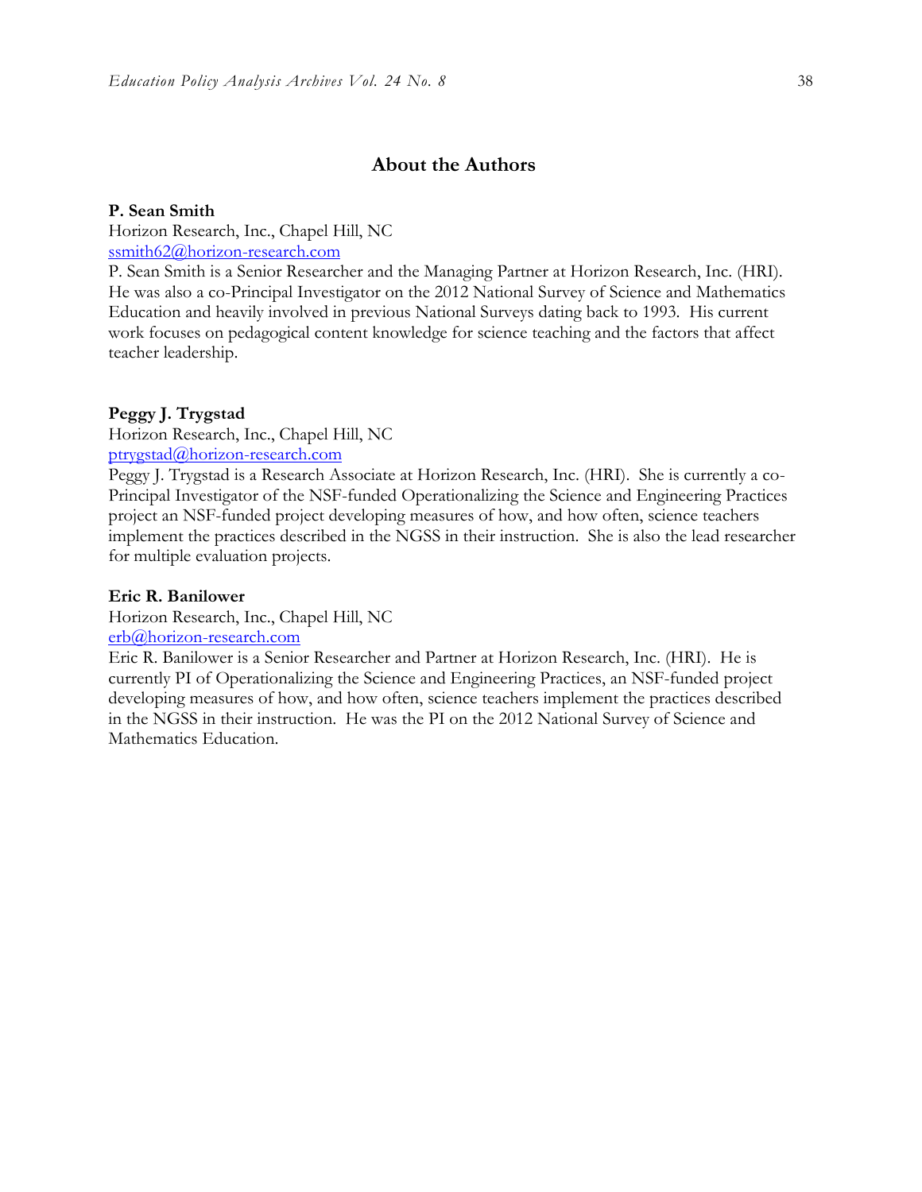## About the Authors

**P. Sean Smith**

Horizon Research, Inc., Chapel Hill, NC

ssmith62@horizon-research.com

P. Sean Smith is a Senior Researcher and the Managing Partner at Horizon Research, Inc. (HRI). He was also a co-Principal Investigator on the 2012 National Survey of Science and Mathematics Education and heavily involved in previous National Surveys dating back to 1993. His current work focuses on pedagogical content knowledge for science teaching and the factors that affect teacher leadership.

**Peggy J. Trygstad**

Horizon Research, Inc., Chapel Hill, NC

ptrygstad@horizon-research.com

Peggy J. Trygstad is a Research Associate at Horizon Research, Inc. (HRI). She is currently a co-Principal Investigator of the NSF-funded Operationalizing the Science and Engineering Practices project an NSF-funded project developing measures of how, and how often, science teachers implement the practices described in the NGSS in their instruction. She is also the lead researcher for multiple evaluation projects.

**Eric R. Banilower**

Horizon Research, Inc., Chapel Hill, NC

erb@horizon-research.com

Eric R. Banilower is a Senior Researcher and Partner at Horizon Research, Inc. (HRI). He is currently PI of Operationalizing the Science and Engineering Practices, an NSF-funded project developing measures of how, and how often, science teachers implement the practices described in the NGSS in their instruction. He was the PI on the 2012 National Survey of Science and Mathematics Education.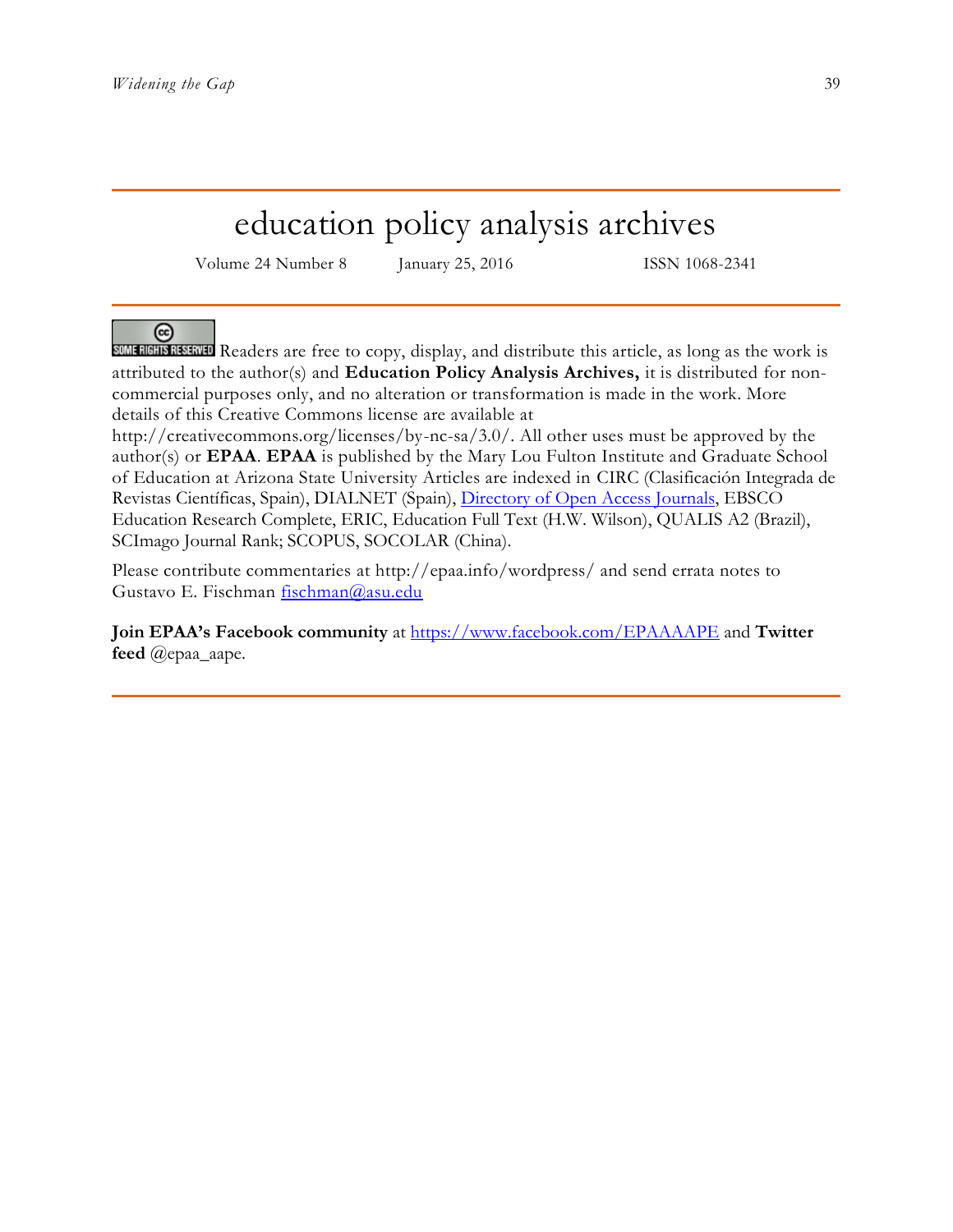# education policy analysis archives

Volume 24 Number 8 January 25, 2016 ISSN 1068-2341

SOME RIGHTS RESERVED Readers are free to copy, display, and distribute this article, as long as the work is attributed to the author(s) and **Education Policy Analysis Archives,** it is distributed for non-commercial purposes only, and no alteration or transformation is made in the work. More details of this Creative Commons license are available at http://creativecommons.org/licenses/by-nc-sa/3.0/. All other uses must be approved by the author(s) or **EPAA**. **EPAA** is published by the Mary Lou Fulton Institute and Graduate School of Education at Arizona State University Articles are indexed in CIRC (Clasificación Integrada de Revistas Científicas, Spain), DIALNET (Spain), Directory of Open Access Journals, EBSCO Education Research Complete, ERIC, Education Full Text (H.W. Wilson), QUALIS A2 (Brazil), SCImago Journal Rank; SCOPUS, SOCOLAR (China).

Please contribute commentaries at http://epaa.info/wordpress/ and send errata notes to Gustavo E. Fischman fischman@asu.edu

**Join EPAA's Facebook community** at https://www.facebook.com/EPAAAAPE and **Twitter feed** @epaa_aape.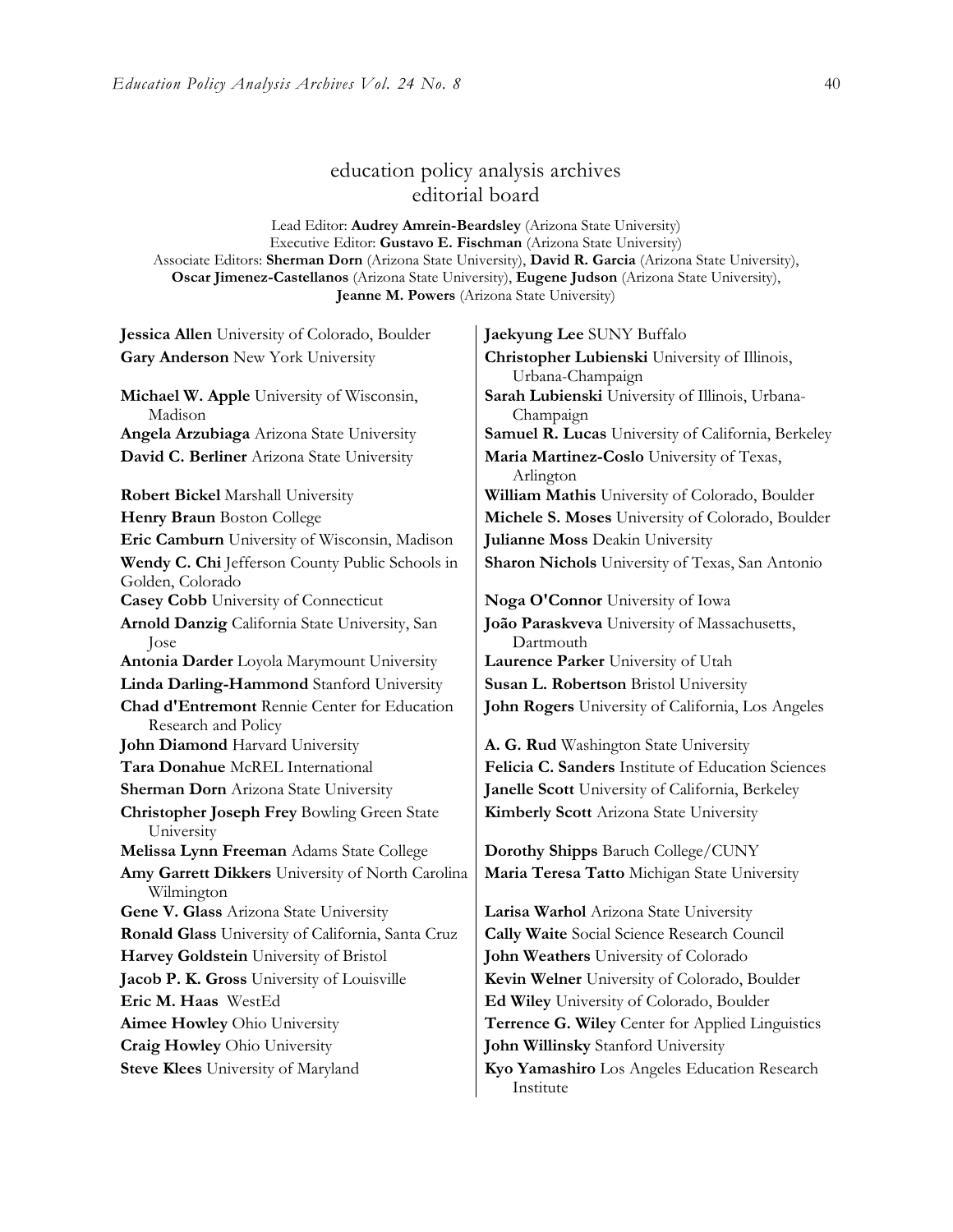## education policy analysis archives
## editorial board

Lead Editor: **Audrey Amrein-Beardsley** (Arizona State University)
Executive Editor: **Gustavo E. Fischman** (Arizona State University)
Associate Editors: **Sherman Dorn** (Arizona State University), **David R. Garcia** (Arizona State University), **Oscar Jimenez-Castellanos** (Arizona State University), **Eugene Judson** (Arizona State University), **Jeanne M. Powers** (Arizona State University)

**Jessica Allen** University of Colorado, Boulder
**Gary Anderson** New York University
**Michael W. Apple** University of Wisconsin, Madison
**Angela Arzubiaga** Arizona State University
**David C. Berliner** Arizona State University
**Robert Bickel** Marshall University
**Henry Braun** Boston College
**Eric Camburn** University of Wisconsin, Madison
**Wendy C. Chi** Jefferson County Public Schools in Golden, Colorado
**Casey Cobb** University of Connecticut
**Arnold Danzig** California State University, San Jose
**Antonia Darder** Loyola Marymount University
**Linda Darling-Hammond** Stanford University
**Chad d'Entremont** Rennie Center for Education Research and Policy
**John Diamond** Harvard University
**Tara Donahue** McREL International
**Sherman Dorn** Arizona State University
**Christopher Joseph Frey** Bowling Green State University
**Melissa Lynn Freeman** Adams State College
**Amy Garrett Dikkers** University of North Carolina Wilmington
**Gene V. Glass** Arizona State University
**Ronald Glass** University of California, Santa Cruz
**Harvey Goldstein** University of Bristol
**Jacob P. K. Gross** University of Louisville
**Eric M. Haas** WestEd
**Aimee Howley** Ohio University
**Craig Howley** Ohio University
**Steve Klees** University of Maryland
**Jaekyung Lee** SUNY Buffalo
**Christopher Lubienski** University of Illinois, Urbana-Champaign
**Sarah Lubienski** University of Illinois, Urbana-Champaign
**Samuel R. Lucas** University of California, Berkeley
**Maria Martinez-Coslo** University of Texas, Arlington
**William Mathis** University of Colorado, Boulder
**Michele S. Moses** University of Colorado, Boulder
**Julianne Moss** Deakin University
**Sharon Nichols** University of Texas, San Antonio
**Noga O'Connor** University of Iowa
**João Paraskveva** University of Massachusetts, Dartmouth
**Laurence Parker** University of Utah
**Susan L. Robertson** Bristol University
**John Rogers** University of California, Los Angeles
**A. G. Rud** Washington State University
**Felicia C. Sanders** Institute of Education Sciences
**Janelle Scott** University of California, Berkeley
**Kimberly Scott** Arizona State University
**Dorothy Shipps** Baruch College/CUNY
**Maria Teresa Tatto** Michigan State University
**Larisa Warhol** Arizona State University
**Cally Waite** Social Science Research Council
**John Weathers** University of Colorado
**Kevin Welner** University of Colorado, Boulder
**Ed Wiley** University of Colorado, Boulder
**Terrence G. Wiley** Center for Applied Linguistics
**John Willinsky** Stanford University
**Kyo Yamashiro** Los Angeles Education Research Institute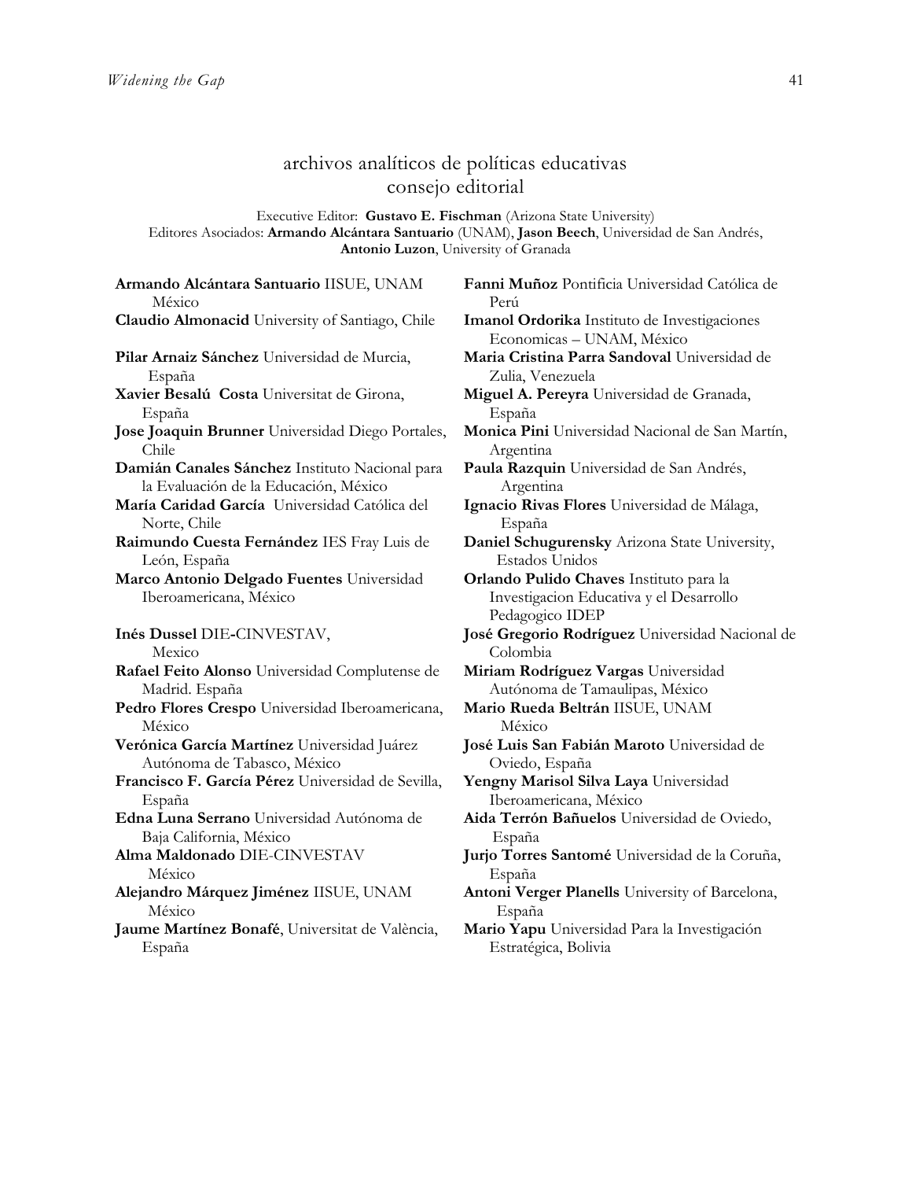# archivos analíticos de políticas educativas
## consejo editorial

Executive Editor: **Gustavo E. Fischman** (Arizona State University)
Editores Asociados: **Armando Alcántara Santuario** (UNAM), **Jason Beech**, Universidad de San Andrés, **Antonio Luzon**, University of Granada

**Armando Alcántara Santuario** IISUE, UNAM México

**Claudio Almonacid** University of Santiago, Chile

**Pilar Arnaiz Sánchez** Universidad de Murcia, España

**Xavier Besalú Costa** Universitat de Girona, España

**Jose Joaquin Brunner** Universidad Diego Portales, Chile

**Damián Canales Sánchez** Instituto Nacional para la Evaluación de la Educación, México

**María Caridad García** Universidad Católica del Norte, Chile

**Raimundo Cuesta Fernández** IES Fray Luis de León, España

**Marco Antonio Delgado Fuentes** Universidad Iberoamericana, México

**Inés Dussel** DIE-CINVESTAV, Mexico

**Rafael Feito Alonso** Universidad Complutense de Madrid. España

**Pedro Flores Crespo** Universidad Iberoamericana, México

**Verónica García Martínez** Universidad Juárez Autónoma de Tabasco, México

**Francisco F. García Pérez** Universidad de Sevilla, España

**Edna Luna Serrano** Universidad Autónoma de Baja California, México

**Alma Maldonado** DIE-CINVESTAV México

**Alejandro Márquez Jiménez** IISUE, UNAM México

**Jaume Martínez Bonafé**, Universitat de València, España

**Fanni Muñoz** Pontificia Universidad Católica de Perú

**Imanol Ordorika** Instituto de Investigaciones Economicas – UNAM, México

**Maria Cristina Parra Sandoval** Universidad de Zulia, Venezuela

**Miguel A. Pereyra** Universidad de Granada, España

**Monica Pini** Universidad Nacional de San Martín, Argentina

**Paula Razquin** Universidad de San Andrés, Argentina

**Ignacio Rivas Flores** Universidad de Málaga, España

**Daniel Schugurensky** Arizona State University, Estados Unidos

**Orlando Pulido Chaves** Instituto para la Investigacion Educativa y el Desarrollo Pedagogico IDEP

**José Gregorio Rodríguez** Universidad Nacional de Colombia

**Miriam Rodríguez Vargas** Universidad Autónoma de Tamaulipas, México

**Mario Rueda Beltrán** IISUE, UNAM México

**José Luis San Fabián Maroto** Universidad de Oviedo, España

**Yengny Marisol Silva Laya** Universidad Iberoamericana, México

**Aida Terrón Bañuelos** Universidad de Oviedo, España

**Jurjo Torres Santomé** Universidad de la Coruña, España

**Antoni Verger Planells** University of Barcelona, España

**Mario Yapu** Universidad Para la Investigación Estratégica, Bolivia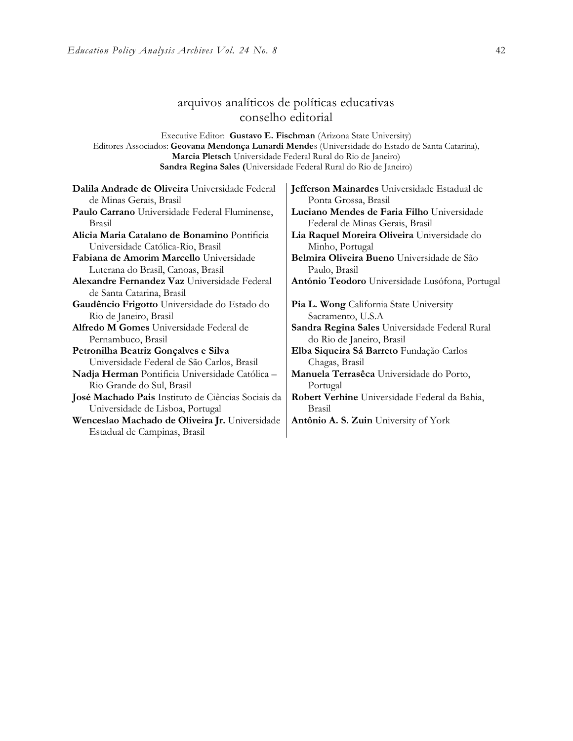# arquivos analíticos de políticas educativas
## conselho editorial

Executive Editor: **Gustavo E. Fischman** (Arizona State University)
Editores Associados: **Geovana Mendonça Lunardi Mende**s (Universidade do Estado de Santa Catarina), **Marcia Pletsch** Universidade Federal Rural do Rio de Janeiro)
**Sandra Regina Sales (**Universidade Federal Rural do Rio de Janeiro)

**Dalila Andrade de Oliveira** Universidade Federal de Minas Gerais, Brasil

**Paulo Carrano** Universidade Federal Fluminense, Brasil

**Alicia Maria Catalano de Bonamino** Pontificia Universidade Católica-Rio, Brasil

**Fabiana de Amorim Marcello** Universidade Luterana do Brasil, Canoas, Brasil

**Alexandre Fernandez Vaz** Universidade Federal de Santa Catarina, Brasil

**Gaudêncio Frigotto** Universidade do Estado do Rio de Janeiro, Brasil

**Alfredo M Gomes** Universidade Federal de Pernambuco, Brasil

**Petronilha Beatriz Gonçalves e Silva** Universidade Federal de São Carlos, Brasil

**Nadja Herman** Pontificia Universidade Católica – Rio Grande do Sul, Brasil

**José Machado Pais** Instituto de Ciências Sociais da Universidade de Lisboa, Portugal

**Wenceslao Machado de Oliveira Jr.** Universidade Estadual de Campinas, Brasil

**Jefferson Mainardes** Universidade Estadual de Ponta Grossa, Brasil

**Luciano Mendes de Faria Filho** Universidade Federal de Minas Gerais, Brasil

**Lia Raquel Moreira Oliveira** Universidade do Minho, Portugal

**Belmira Oliveira Bueno** Universidade de São Paulo, Brasil

**António Teodoro** Universidade Lusófona, Portugal

**Pia L. Wong** California State University Sacramento, U.S.A

**Sandra Regina Sales** Universidade Federal Rural do Rio de Janeiro, Brasil

**Elba Siqueira Sá Barreto** Fundação Carlos Chagas, Brasil

**Manuela Terrasêca** Universidade do Porto, Portugal

**Robert Verhine** Universidade Federal da Bahia, Brasil

**Antônio A. S. Zuin** University of York